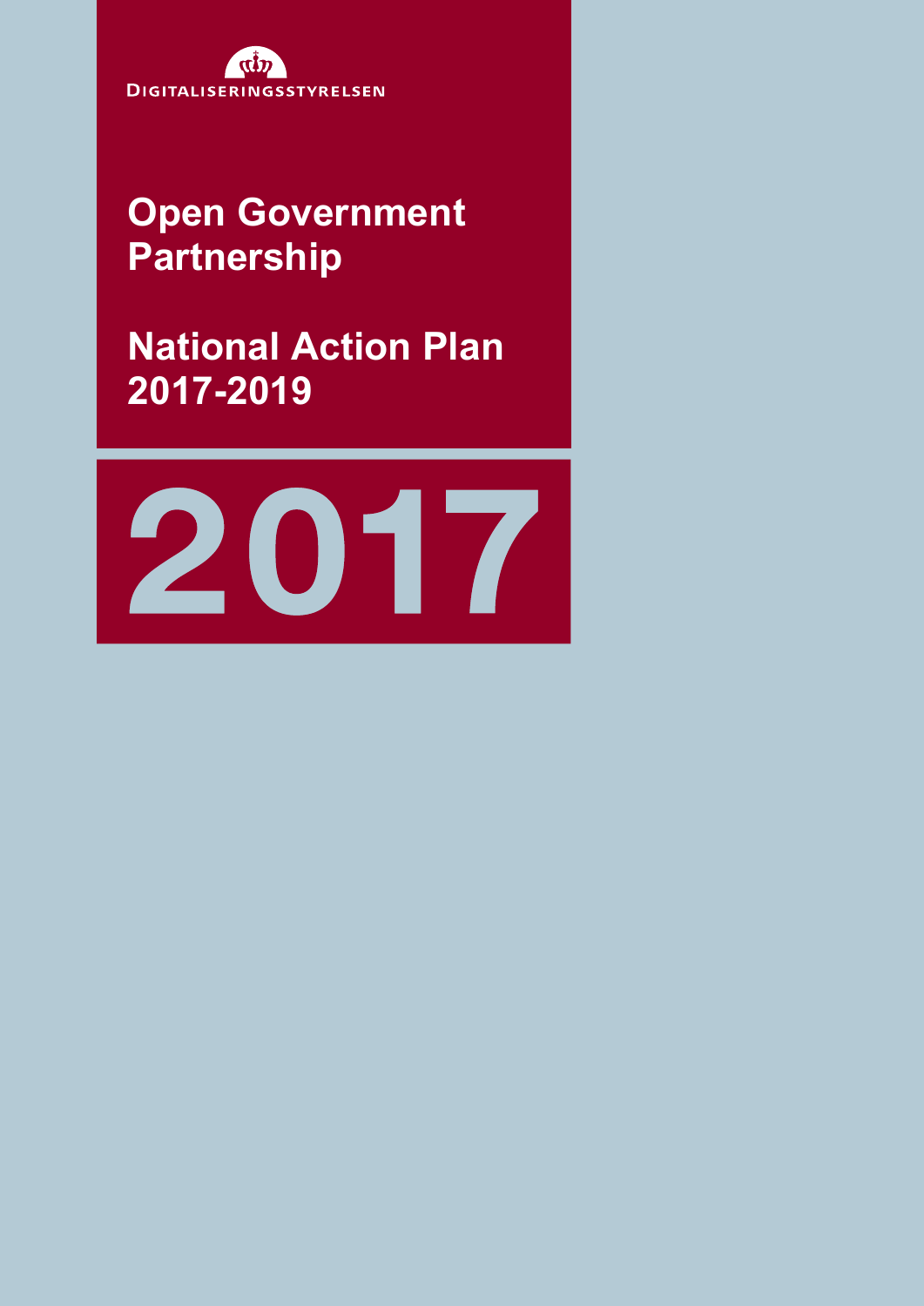DIGITALISERINGSSTYRELSEN

# Open Government Partnership

# National Action Plan 2017-2019

2017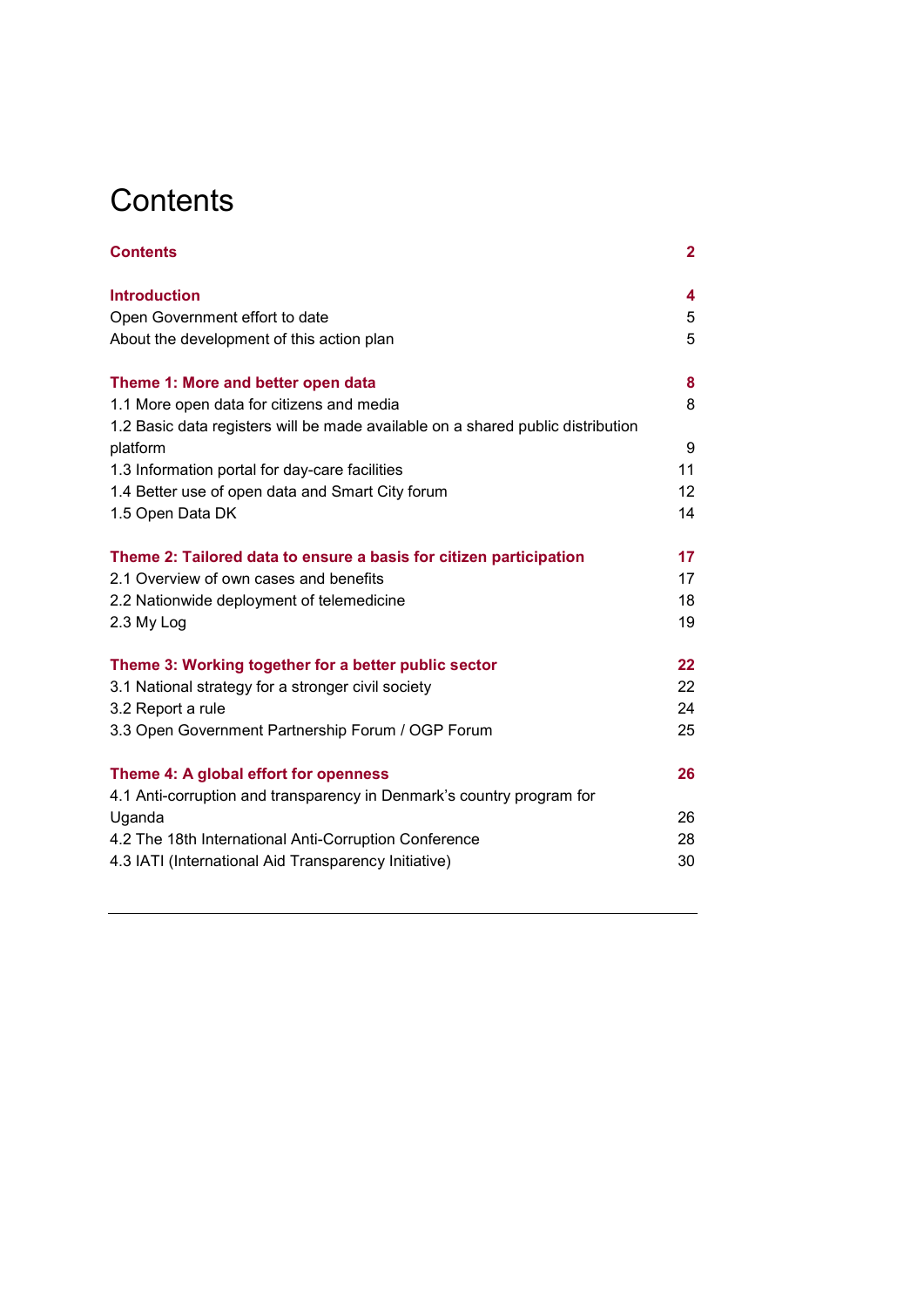# Contents

**Contents** 2

**Introduction** 4

Open Government effort to date 5

About the development of this action plan 5

**Theme 1: More and better open data** 8

1.1 More open data for citizens and media 8

1.2 Basic data registers will be made available on a shared public distribution platform 9

1.3 Information portal for day-care facilities 11

1.4 Better use of open data and Smart City forum 12

1.5 Open Data DK 14

**Theme 2: Tailored data to ensure a basis for citizen participation** 17

2.1 Overview of own cases and benefits 17

2.2 Nationwide deployment of telemedicine 18

2.3 My Log 19

**Theme 3: Working together for a better public sector** 22

3.1 National strategy for a stronger civil society 22

3.2 Report a rule 24

3.3 Open Government Partnership Forum / OGP Forum 25

**Theme 4: A global effort for openness** 26

4.1 Anti-corruption and transparency in Denmark's country program for Uganda 26

4.2 The 18th International Anti-Corruption Conference 28

4.3 IATI (International Aid Transparency Initiative) 30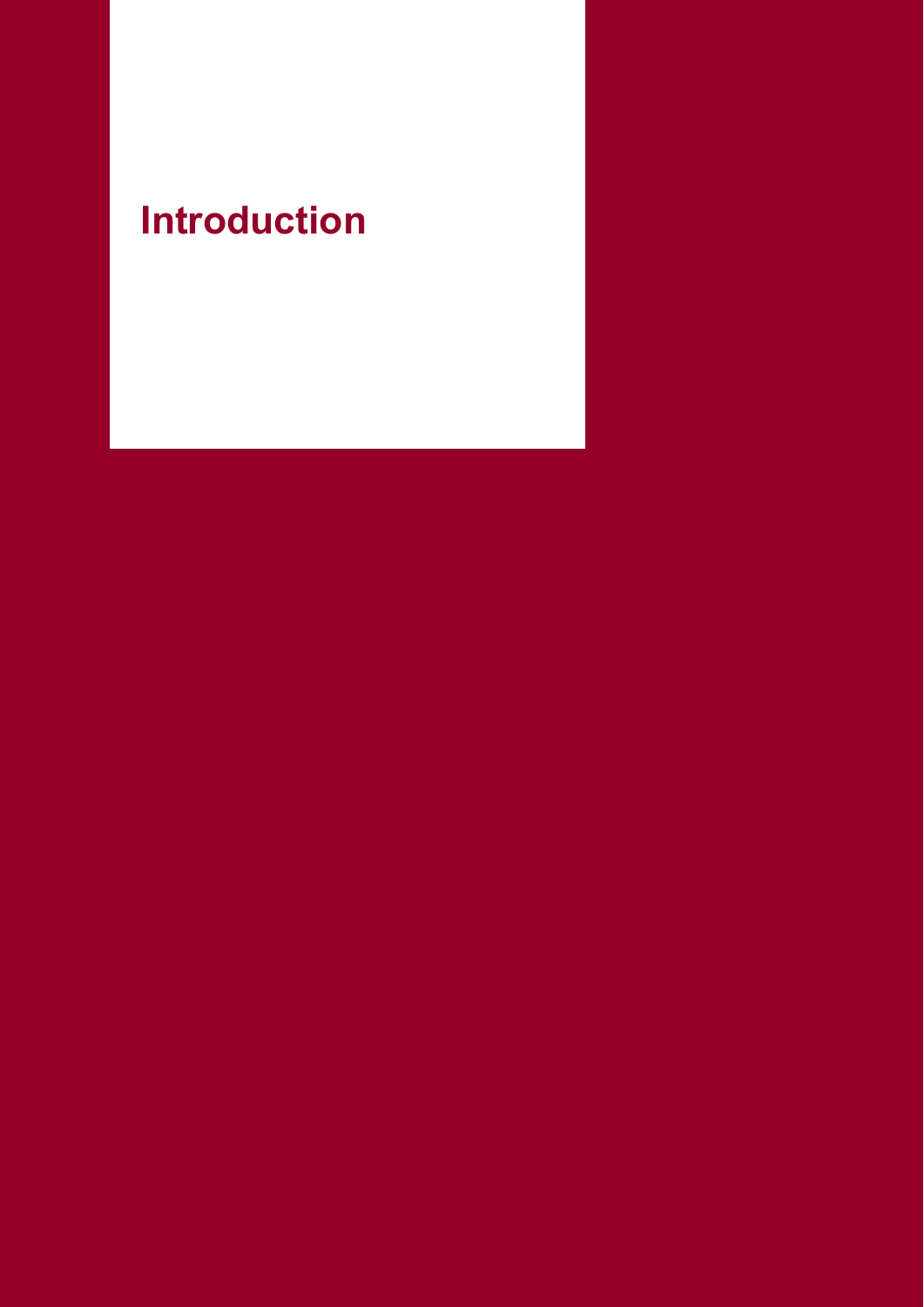# Introduction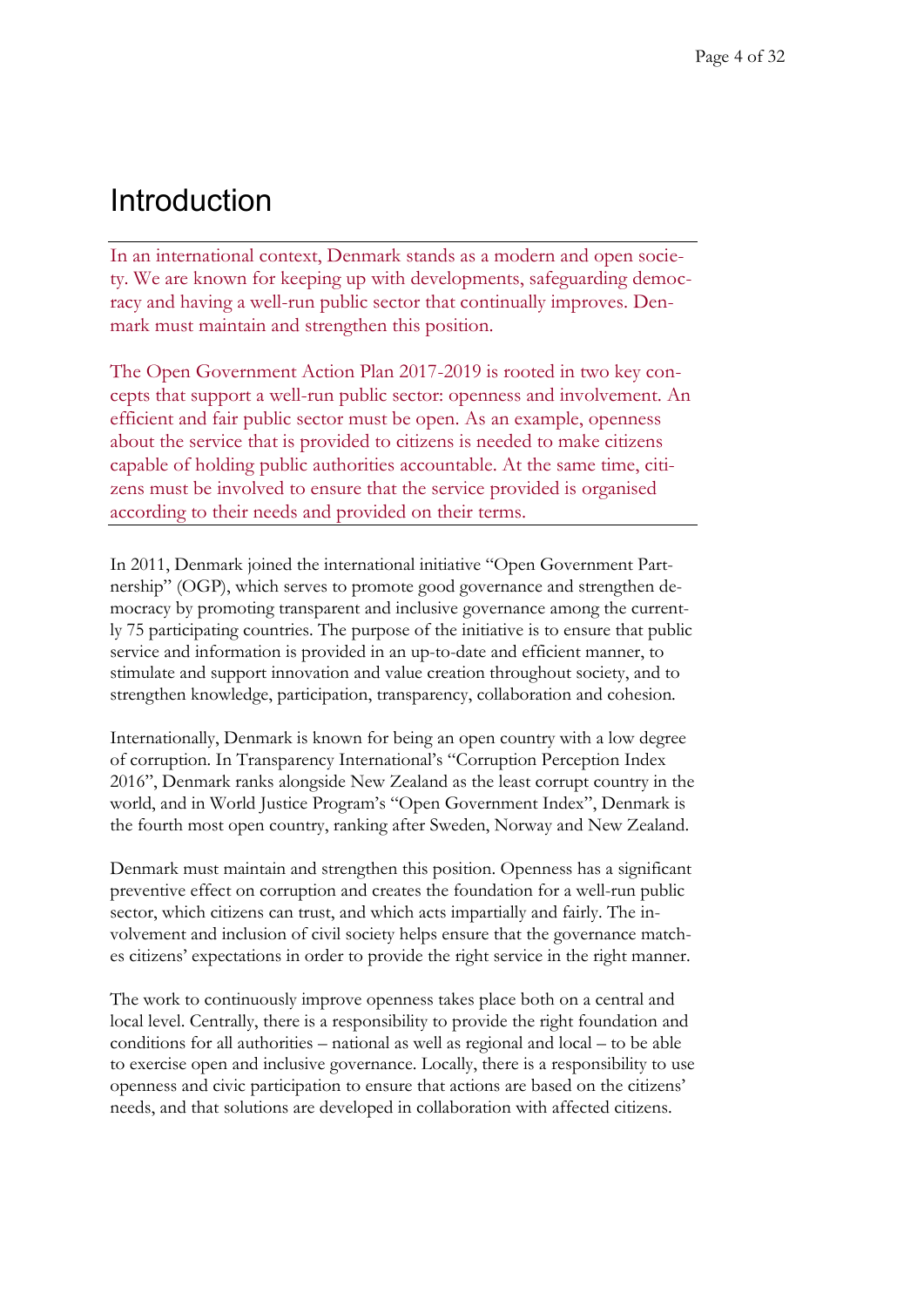# Introduction

In an international context, Denmark stands as a modern and open society. We are known for keeping up with developments, safeguarding democracy and having a well-run public sector that continually improves. Denmark must maintain and strengthen this position.

The Open Government Action Plan 2017-2019 is rooted in two key concepts that support a well-run public sector: openness and involvement. An efficient and fair public sector must be open. As an example, openness about the service that is provided to citizens is needed to make citizens capable of holding public authorities accountable. At the same time, citizens must be involved to ensure that the service provided is organised according to their needs and provided on their terms.

In 2011, Denmark joined the international initiative "Open Government Partnership" (OGP), which serves to promote good governance and strengthen democracy by promoting transparent and inclusive governance among the currently 75 participating countries. The purpose of the initiative is to ensure that public service and information is provided in an up-to-date and efficient manner, to stimulate and support innovation and value creation throughout society, and to strengthen knowledge, participation, transparency, collaboration and cohesion.

Internationally, Denmark is known for being an open country with a low degree of corruption. In Transparency International's "Corruption Perception Index 2016", Denmark ranks alongside New Zealand as the least corrupt country in the world, and in World Justice Program's "Open Government Index", Denmark is the fourth most open country, ranking after Sweden, Norway and New Zealand.

Denmark must maintain and strengthen this position. Openness has a significant preventive effect on corruption and creates the foundation for a well-run public sector, which citizens can trust, and which acts impartially and fairly. The involvement and inclusion of civil society helps ensure that the governance matches citizens' expectations in order to provide the right service in the right manner.

The work to continuously improve openness takes place both on a central and local level. Centrally, there is a responsibility to provide the right foundation and conditions for all authorities – national as well as regional and local – to be able to exercise open and inclusive governance. Locally, there is a responsibility to use openness and civic participation to ensure that actions are based on the citizens' needs, and that solutions are developed in collaboration with affected citizens.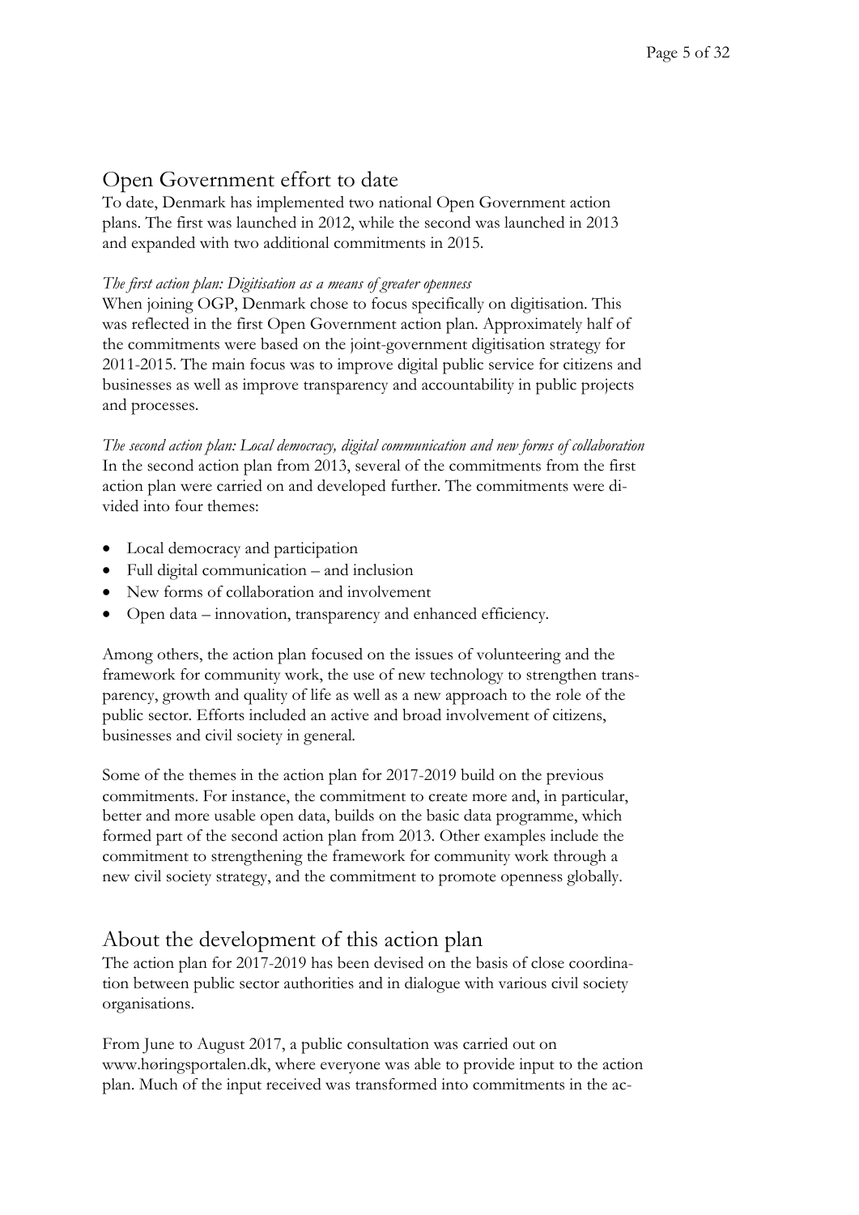## Open Government effort to date

To date, Denmark has implemented two national Open Government action plans. The first was launched in 2012, while the second was launched in 2013 and expanded with two additional commitments in 2015.

*The first action plan: Digitisation as a means of greater openness*

When joining OGP, Denmark chose to focus specifically on digitisation. This was reflected in the first Open Government action plan. Approximately half of the commitments were based on the joint-government digitisation strategy for 2011-2015. The main focus was to improve digital public service for citizens and businesses as well as improve transparency and accountability in public projects and processes.

*The second action plan: Local democracy, digital communication and new forms of collaboration*

In the second action plan from 2013, several of the commitments from the first action plan were carried on and developed further. The commitments were divided into four themes:

- Local democracy and participation
- Full digital communication – and inclusion
- New forms of collaboration and involvement
- Open data – innovation, transparency and enhanced efficiency.

Among others, the action plan focused on the issues of volunteering and the framework for community work, the use of new technology to strengthen transparency, growth and quality of life as well as a new approach to the role of the public sector. Efforts included an active and broad involvement of citizens, businesses and civil society in general.

Some of the themes in the action plan for 2017-2019 build on the previous commitments. For instance, the commitment to create more and, in particular, better and more usable open data, builds on the basic data programme, which formed part of the second action plan from 2013. Other examples include the commitment to strengthening the framework for community work through a new civil society strategy, and the commitment to promote openness globally.

## About the development of this action plan

The action plan for 2017-2019 has been devised on the basis of close coordination between public sector authorities and in dialogue with various civil society organisations.

From June to August 2017, a public consultation was carried out on www.høringsportalen.dk, where everyone was able to provide input to the action plan. Much of the input received was transformed into commitments in the ac-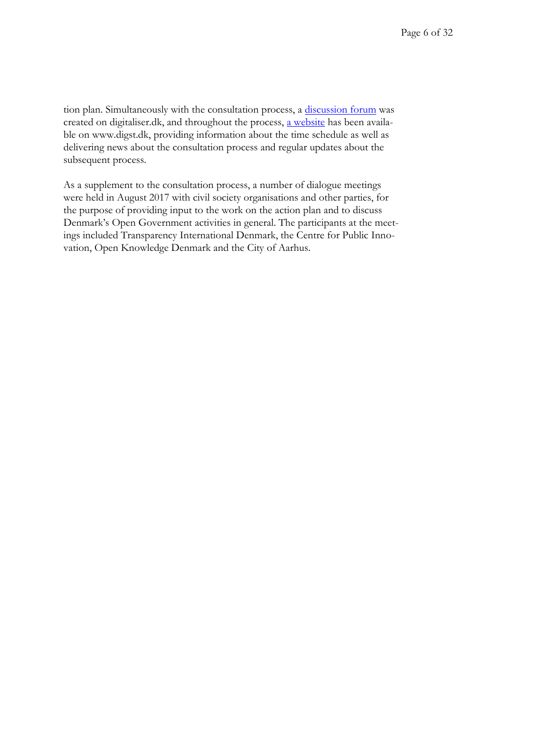tion plan. Simultaneously with the consultation process, a discussion forum was created on digitaliser.dk, and throughout the process, a website has been available on www.digst.dk, providing information about the time schedule as well as delivering news about the consultation process and regular updates about the subsequent process.

As a supplement to the consultation process, a number of dialogue meetings were held in August 2017 with civil society organisations and other parties, for the purpose of providing input to the work on the action plan and to discuss Denmark's Open Government activities in general. The participants at the meetings included Transparency International Denmark, the Centre for Public Innovation, Open Knowledge Denmark and the City of Aarhus.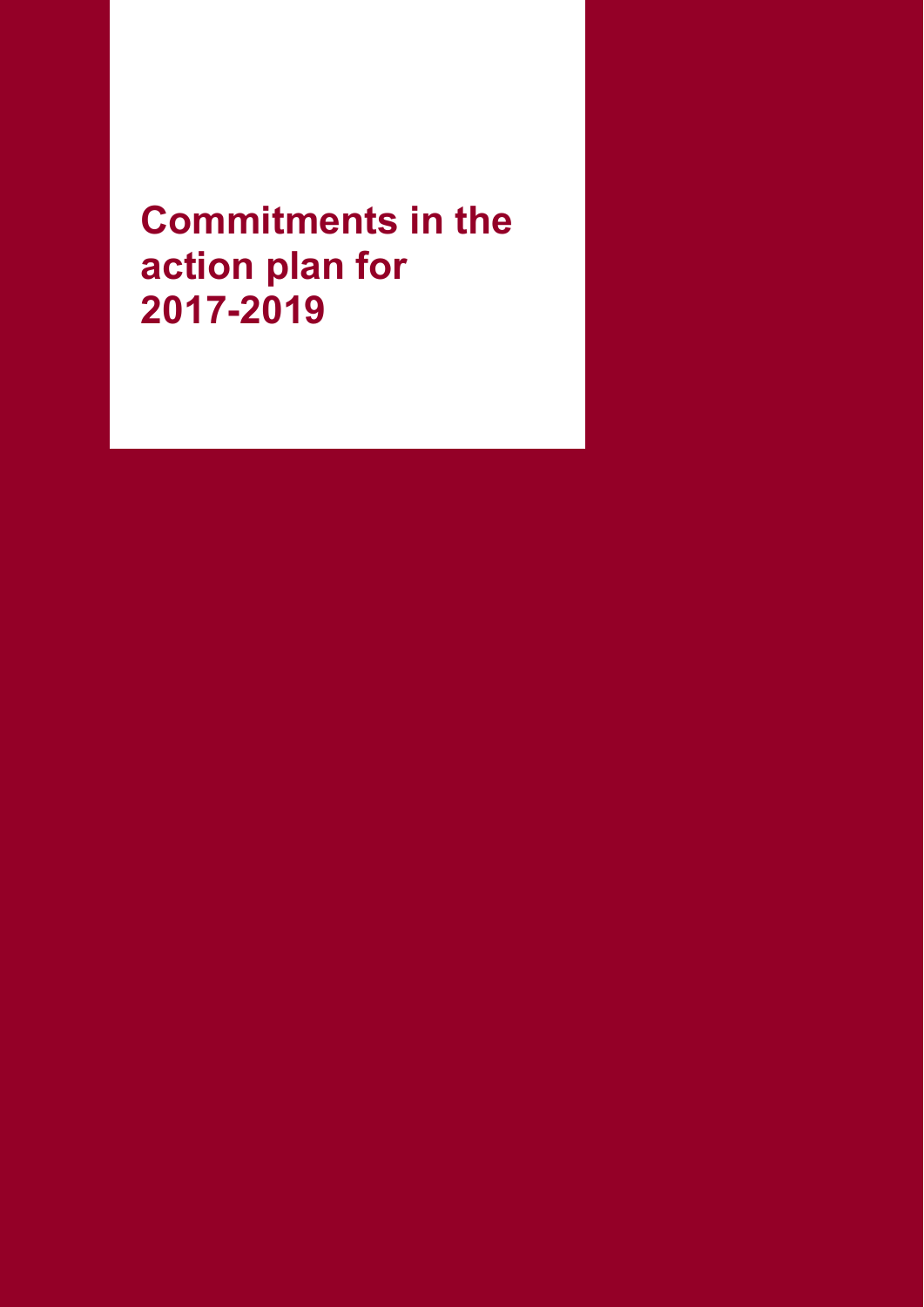# Commitments in the action plan for 2017-2019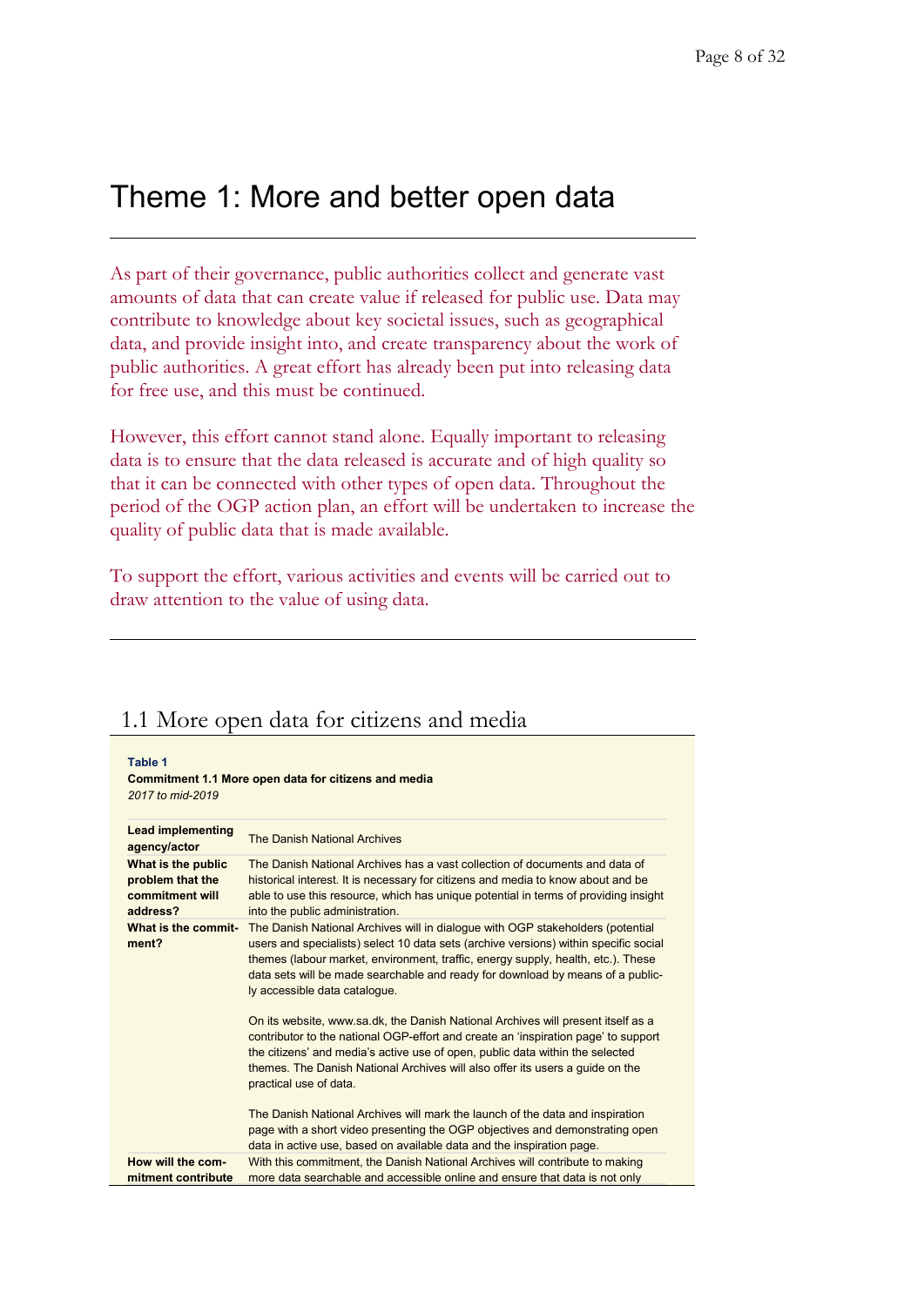# Theme 1: More and better open data

As part of their governance, public authorities collect and generate vast amounts of data that can create value if released for public use. Data may contribute to knowledge about key societal issues, such as geographical data, and provide insight into, and create transparency about the work of public authorities. A great effort has already been put into releasing data for free use, and this must be continued.

However, this effort cannot stand alone. Equally important to releasing data is to ensure that the data released is accurate and of high quality so that it can be connected with other types of open data. Throughout the period of the OGP action plan, an effort will be undertaken to increase the quality of public data that is made available.

To support the effort, various activities and events will be carried out to draw attention to the value of using data.

## 1.1 More open data for citizens and media

**Table 1**
**Commitment 1.1 More open data for citizens and media**
*2017 to mid-2019*

| | |
|---|---|
| **Lead implementing agency/actor** | The Danish National Archives |
| **What is the public problem that the commitment will address?** | The Danish National Archives has a vast collection of documents and data of historical interest. It is necessary for citizens and media to know about and be able to use this resource, which has unique potential in terms of providing insight into the public administration. |
| **What is the commit-ment?** | The Danish National Archives will in dialogue with OGP stakeholders (potential users and specialists) select 10 data sets (archive versions) within specific social themes (labour market, environment, traffic, energy supply, health, etc.). These data sets will be made searchable and ready for download by means of a public-ly accessible data catalogue.<br><br>On its website, www.sa.dk, the Danish National Archives will present itself as a contributor to the national OGP-effort and create an 'inspiration page' to support the citizens' and media's active use of open, public data within the selected themes. The Danish National Archives will also offer its users a guide on the practical use of data.<br><br>The Danish National Archives will mark the launch of the data and inspiration page with a short video presenting the OGP objectives and demonstrating open data in active use, based on available data and the inspiration page. |
| **How will the com-mitment contribute** | With this commitment, the Danish National Archives will contribute to making more data searchable and accessible online and ensure that data is not only |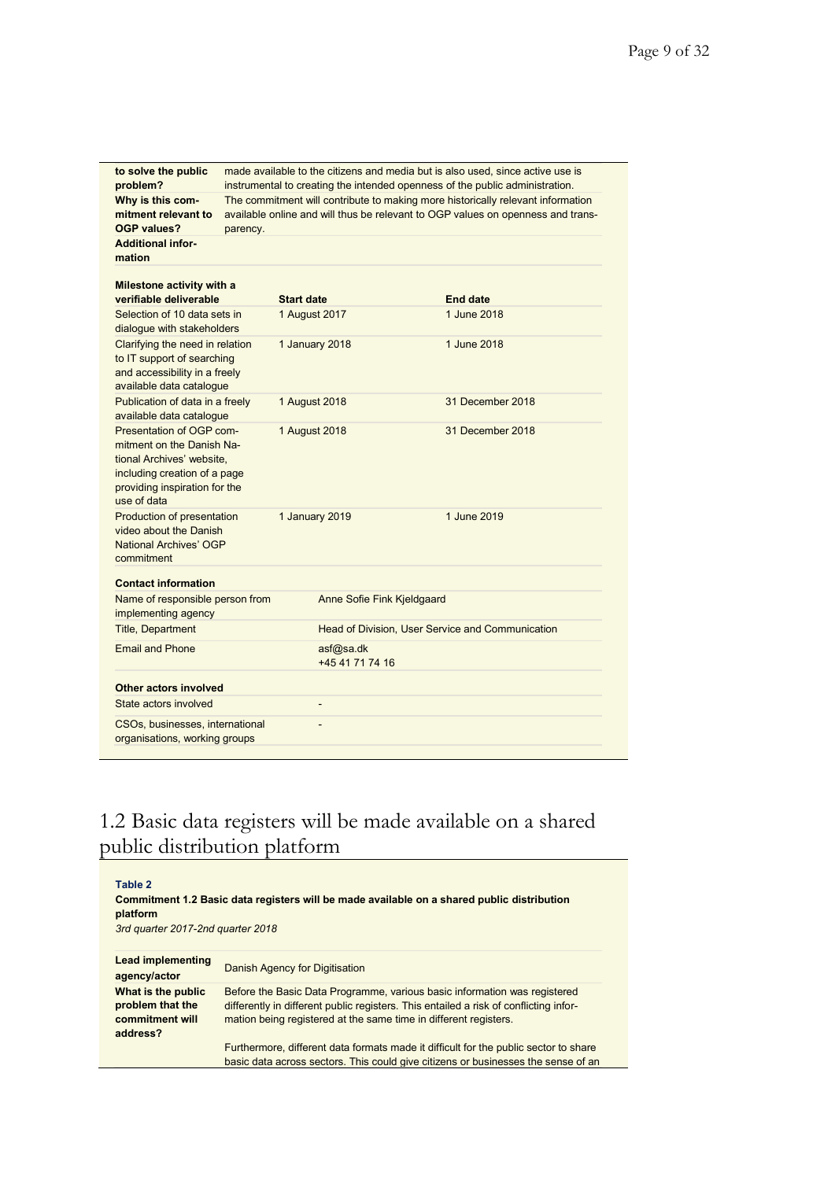| | |
|---|---|
| **to solve the public problem?** | made available to the citizens and media but is also used, since active use is instrumental to creating the intended openness of the public administration. |
| **Why is this commitment relevant to OGP values?** | The commitment will contribute to making more historically relevant information available online and will thus be relevant to OGP values on openness and transparency. |
| **Additional information** | |

| Milestone activity with a verifiable deliverable | Start date | End date |
|---|---|---|
| Selection of 10 data sets in dialogue with stakeholders | 1 August 2017 | 1 June 2018 |
| Clarifying the need in relation to IT support of searching and accessibility in a freely available data catalogue | 1 January 2018 | 1 June 2018 |
| Publication of data in a freely available data catalogue | 1 August 2018 | 31 December 2018 |
| Presentation of OGP commitment on the Danish National Archives' website, including creation of a page providing inspiration for the use of data | 1 August 2018 | 31 December 2018 |
| Production of presentation video about the Danish National Archives' OGP commitment | 1 January 2019 | 1 June 2019 |

| **Contact information** | |
|---|---|
| Name of responsible person from implementing agency | Anne Sofie Fink Kjeldgaard |
| Title, Department | Head of Division, User Service and Communication |
| Email and Phone | asf@sa.dk<br>+45 41 71 74 16 |
| **Other actors involved** | |
| State actors involved | - |
| CSOs, businesses, international organisations, working groups | - |

# 1.2 Basic data registers will be made available on a shared public distribution platform

**Table 2**

**Commitment 1.2 Basic data registers will be made available on a shared public distribution platform**

*3rd quarter 2017-2nd quarter 2018*

| | |
|---|---|
| **Lead implementing agency/actor** | Danish Agency for Digitisation |
| **What is the public problem that the commitment will address?** | Before the Basic Data Programme, various basic information was registered differently in different public registers. This entailed a risk of conflicting information being registered at the same time in different registers.<br><br>Furthermore, different data formats made it difficult for the public sector to share basic data across sectors. This could give citizens or businesses the sense of an |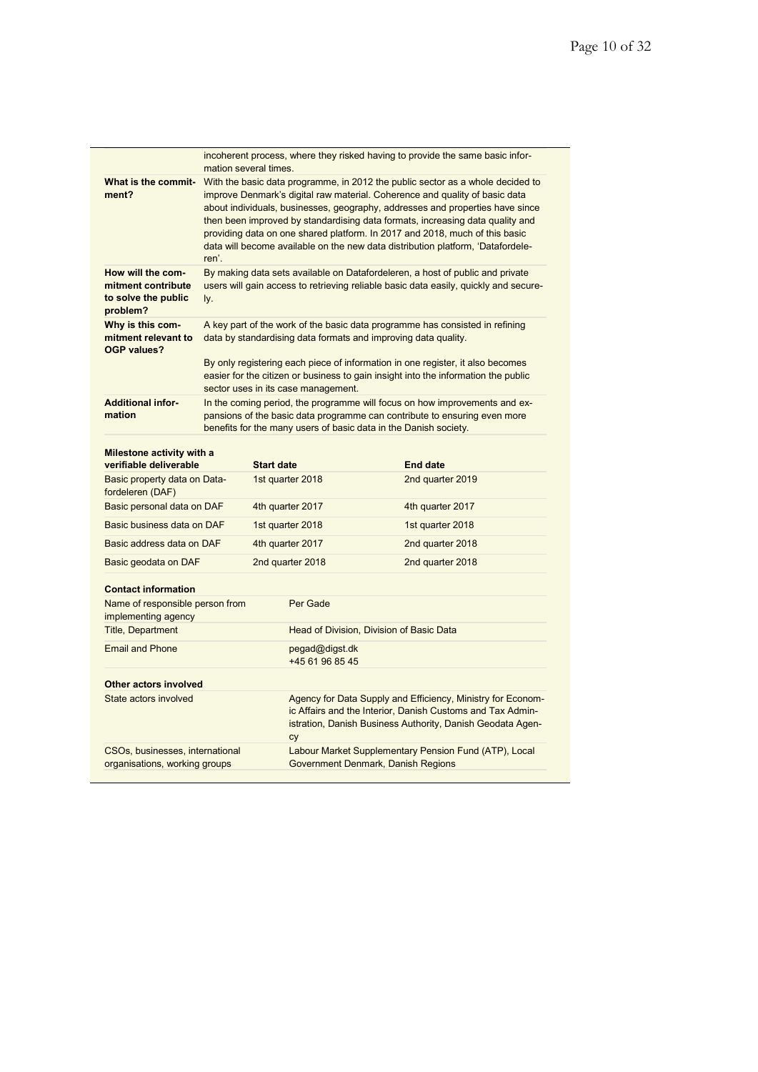|  |  |
|---|---|
|  | incoherent process, where they risked having to provide the same basic information several times. |
| **What is the commitment?** | With the basic data programme, in 2012 the public sector as a whole decided to improve Denmark's digital raw material. Coherence and quality of basic data about individuals, businesses, geography, addresses and properties have since then been improved by standardising data formats, increasing data quality and providing data on one shared platform. In 2017 and 2018, much of this basic data will become available on the new data distribution platform, 'Datafordeleren'. |
| **How will the commitment contribute to solve the public problem?** | By making data sets available on Datafordeleren, a host of public and private users will gain access to retrieving reliable basic data easily, quickly and securely. |
| **Why is this commitment relevant to OGP values?** | A key part of the work of the basic data programme has consisted in refining data by standardising data formats and improving data quality.<br><br>By only registering each piece of information in one register, it also becomes easier for the citizen or business to gain insight into the information the public sector uses in its case management. |
| **Additional information** | In the coming period, the programme will focus on how improvements and expansions of the basic data programme can contribute to ensuring even more benefits for the many users of basic data in the Danish society. |

| **Milestone activity with a verifiable deliverable** | **Start date** | **End date** |
|---|---|---|
| Basic property data on Datafordeleren (DAF) | 1st quarter 2018 | 2nd quarter 2019 |
| Basic personal data on DAF | 4th quarter 2017 | 4th quarter 2017 |
| Basic business data on DAF | 1st quarter 2018 | 1st quarter 2018 |
| Basic address data on DAF | 4th quarter 2017 | 2nd quarter 2018 |
| Basic geodata on DAF | 2nd quarter 2018 | 2nd quarter 2018 |

| **Contact information** |  |
|---|---|
| Name of responsible person from implementing agency | Per Gade |
| Title, Department | Head of Division, Division of Basic Data |
| Email and Phone | pegad@digst.dk<br>+45 61 96 85 45 |

| **Other actors involved** |  |
|---|---|
| State actors involved | Agency for Data Supply and Efficiency, Ministry for Economic Affairs and the Interior, Danish Customs and Tax Administration, Danish Business Authority, Danish Geodata Agency |
| CSOs, businesses, international organisations, working groups | Labour Market Supplementary Pension Fund (ATP), Local Government Denmark, Danish Regions |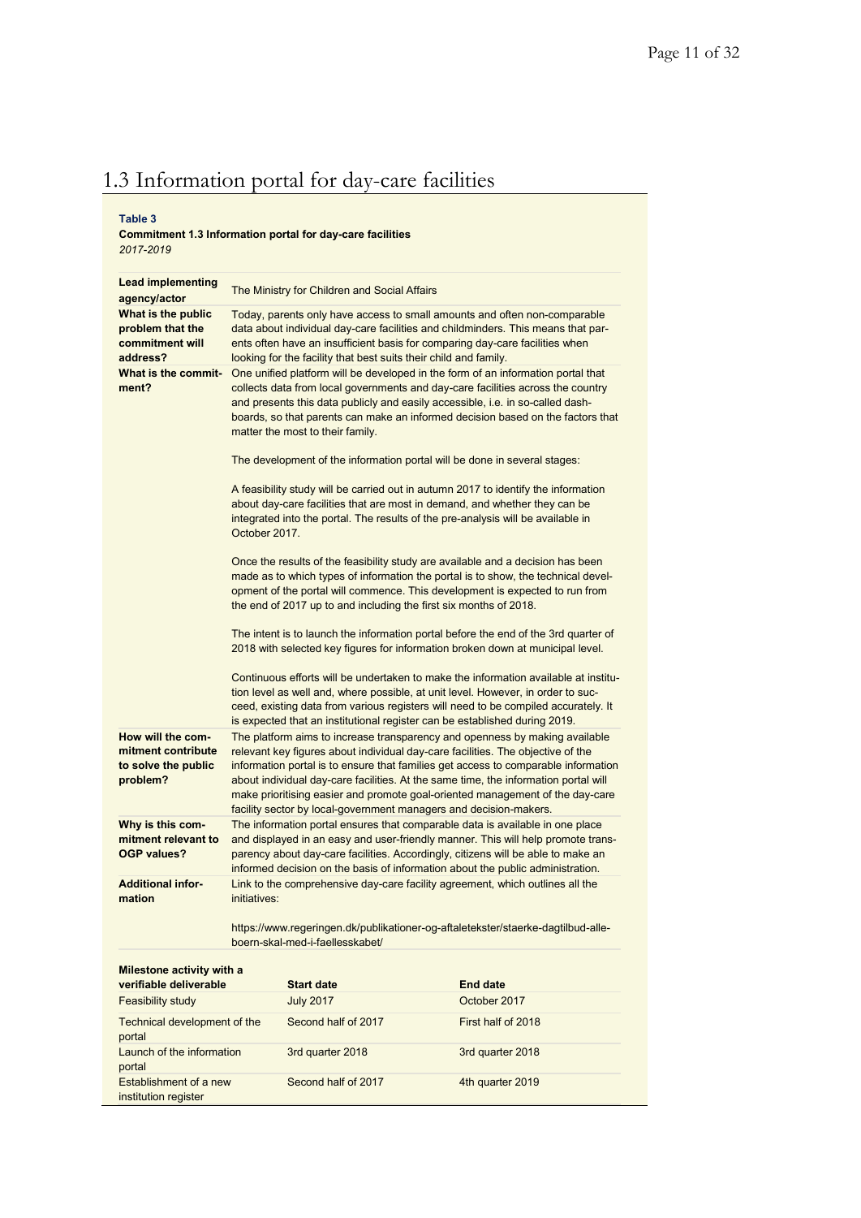# 1.3 Information portal for day-care facilities

**Table 3**

**Commitment 1.3 Information portal for day-care facilities**

*2017-2019*

| | |
|---|---|
| **Lead implementing agency/actor** | The Ministry for Children and Social Affairs |
| **What is the public problem that the commitment will address?** | Today, parents only have access to small amounts and often non-comparable data about individual day-care facilities and childminders. This means that parents often have an insufficient basis for comparing day-care facilities when looking for the facility that best suits their child and family. |
| **What is the commitment?** | One unified platform will be developed in the form of an information portal that collects data from local governments and day-care facilities across the country and presents this data publicly and easily accessible, i.e. in so-called dashboards, so that parents can make an informed decision based on the factors that matter the most to their family.<br><br>The development of the information portal will be done in several stages:<br><br>A feasibility study will be carried out in autumn 2017 to identify the information about day-care facilities that are most in demand, and whether they can be integrated into the portal. The results of the pre-analysis will be available in October 2017.<br><br>Once the results of the feasibility study are available and a decision has been made as to which types of information the portal is to show, the technical development of the portal will commence. This development is expected to run from the end of 2017 up to and including the first six months of 2018.<br><br>The intent is to launch the information portal before the end of the 3rd quarter of 2018 with selected key figures for information broken down at municipal level.<br><br>Continuous efforts will be undertaken to make the information available at institution level as well and, where possible, at unit level. However, in order to succeed, existing data from various registers will need to be compiled accurately. It is expected that an institutional register can be established during 2019. |
| **How will the commitment contribute to solve the public problem?** | The platform aims to increase transparency and openness by making available relevant key figures about individual day-care facilities. The objective of the information portal is to ensure that families get access to comparable information about individual day-care facilities. At the same time, the information portal will make prioritising easier and promote goal-oriented management of the day-care facility sector by local-government managers and decision-makers. |
| **Why is this commitment relevant to OGP values?** | The information portal ensures that comparable data is available in one place and displayed in an easy and user-friendly manner. This will help promote transparency about day-care facilities. Accordingly, citizens will be able to make an informed decision on the basis of information about the public administration. |
| **Additional information** | Link to the comprehensive day-care facility agreement, which outlines all the initiatives:<br><br>https://www.regeringen.dk/publikationer-og-aftaletekster/staerke-dagtilbud-alle-boern-skal-med-i-faellesskabet/ |

| **Milestone activity with a verifiable deliverable** | **Start date** | **End date** |
|---|---|---|
| Feasibility study | July 2017 | October 2017 |
| Technical development of the portal | Second half of 2017 | First half of 2018 |
| Launch of the information portal | 3rd quarter 2018 | 3rd quarter 2018 |
| Establishment of a new institution register | Second half of 2017 | 4th quarter 2019 |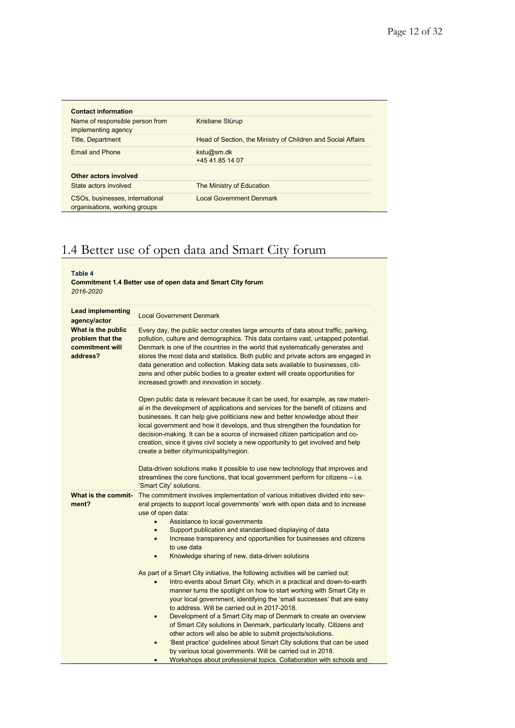| **Contact information** | |
|---|---|
| Name of responsible person from implementing agency | Kristiane Stürup |
| Title, Department | Head of Section, the Ministry of Children and Social Affairs |
| Email and Phone | kstu@sm.dk<br>+45 41 85 14 07 |
| **Other actors involved** | |
| State actors involved | The Ministry of Education |
| CSOs, businesses, international organisations, working groups | Local Government Denmark |

# 1.4 Better use of open data and Smart City forum

**Table 4**
**Commitment 1.4 Better use of open data and Smart City forum**
*2016-2020*

| | |
|---|---|
| **Lead implementing agency/actor** | Local Government Denmark |
| **What is the public problem that the commitment will address?** | Every day, the public sector creates large amounts of data about traffic, parking, pollution, culture and demographics. This data contains vast, untapped potential. Denmark is one of the countries in the world that systematically generates and stores the most data and statistics. Both public and private actors are engaged in data generation and collection. Making data sets available to businesses, citizens and other public bodies to a greater extent will create opportunities for increased growth and innovation in society.<br><br>Open public data is relevant because it can be used, for example, as raw material in the development of applications and services for the benefit of citizens and businesses. It can help give politicians new and better knowledge about their local government and how it develops, and thus strengthen the foundation for decision-making. It can be a source of increased citizen participation and co-creation, since it gives civil society a new opportunity to get involved and help create a better city/municipality/region.<br><br>Data-driven solutions make it possible to use new technology that improves and streamlines the core functions, that local government perform for citizens – i.e. 'Smart City' solutions. |
| **What is the commitment?** | The commitment involves implementation of various initiatives divided into several projects to support local governments' work with open data and to increase use of open data:<br>• Assistance to local governments<br>• Support publication and standardised displaying of data<br>• Increase transparency and opportunities for businesses and citizens to use data<br>• Knowledge sharing of new, data-driven solutions<br><br>As part of a Smart City initiative, the following activities will be carried out:<br>• Intro events about Smart City, which in a practical and down-to-earth manner turns the spotlight on how to start working with Smart City in your local government, identifying the 'small successes' that are easy to address. Will be carried out in 2017-2018.<br>• Development of a Smart City map of Denmark to create an overview of Smart City solutions in Denmark, particularly locally. Citizens and other actors will also be able to submit projects/solutions.<br>• 'Best practice' guidelines about Smart City solutions that can be used by various local governments. Will be carried out in 2018.<br>• Workshops about professional topics. Collaboration with schools and |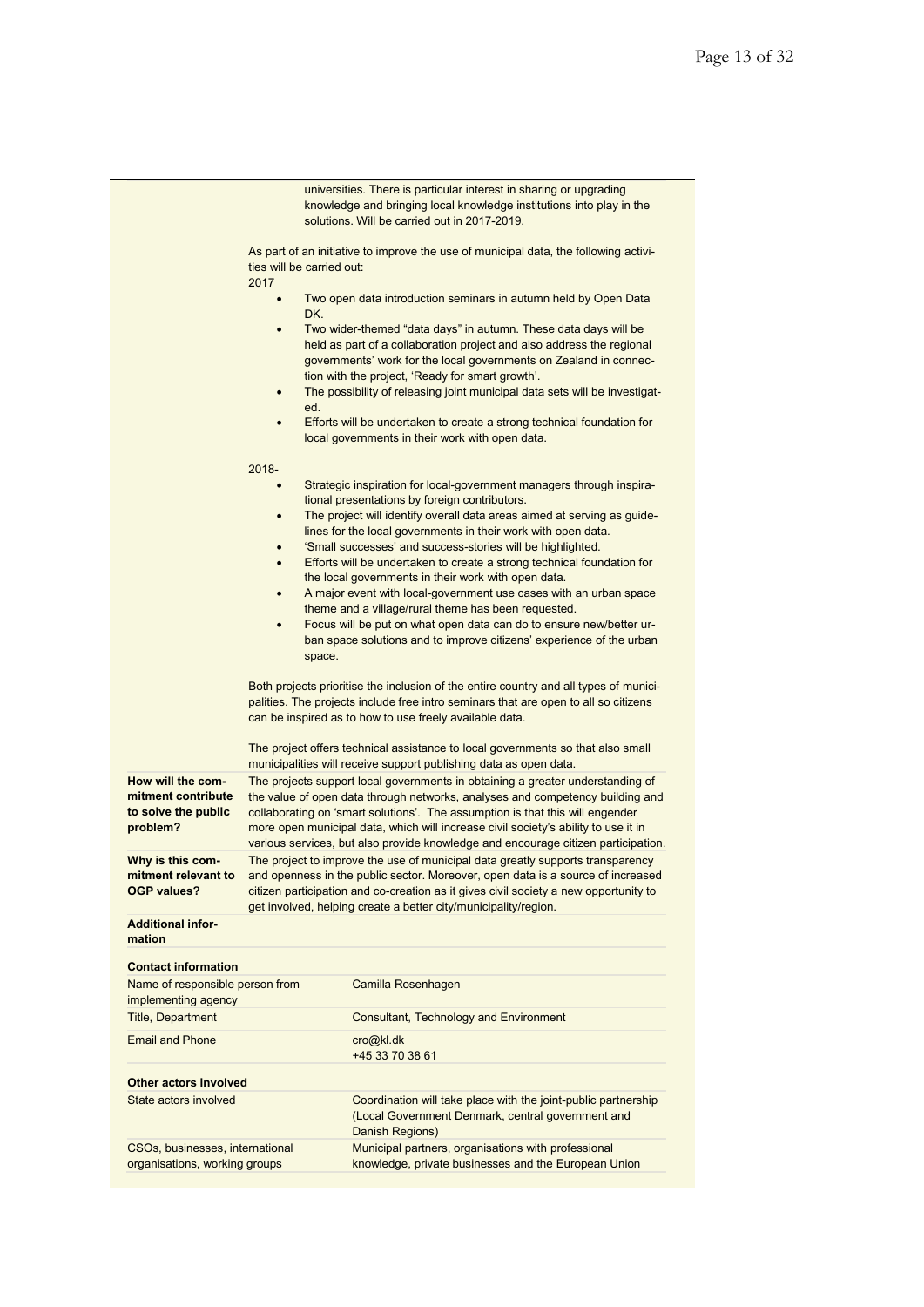| | |
|---|---|
| | universities. There is particular interest in sharing or upgrading knowledge and bringing local knowledge institutions into play in the solutions. Will be carried out in 2017-2019.<br><br>As part of an initiative to improve the use of municipal data, the following activities will be carried out:<br>2017<br>• Two open data introduction seminars in autumn held by Open Data DK.<br>• Two wider-themed "data days" in autumn. These data days will be held as part of a collaboration project and also address the regional governments' work for the local governments on Zealand in connection with the project, 'Ready for smart growth'.<br>• The possibility of releasing joint municipal data sets will be investigated.<br>• Efforts will be undertaken to create a strong technical foundation for local governments in their work with open data.<br><br>2018-<br>• Strategic inspiration for local-government managers through inspirational presentations by foreign contributors.<br>• The project will identify overall data areas aimed at serving as guidelines for the local governments in their work with open data.<br>• 'Small successes' and success-stories will be highlighted.<br>• Efforts will be undertaken to create a strong technical foundation for the local governments in their work with open data.<br>• A major event with local-government use cases with an urban space theme and a village/rural theme has been requested.<br>• Focus will be put on what open data can do to ensure new/better urban space solutions and to improve citizens' experience of the urban space.<br><br>Both projects prioritise the inclusion of the entire country and all types of municipalities. The projects include free intro seminars that are open to all so citizens can be inspired as to how to use freely available data.<br><br>The project offers technical assistance to local governments so that also small municipalities will receive support publishing data as open data. |
| **How will the commitment contribute to solve the public problem?** | The projects support local governments in obtaining a greater understanding of the value of open data through networks, analyses and competency building and collaborating on 'smart solutions'. The assumption is that this will engender more open municipal data, which will increase civil society's ability to use it in various services, but also provide knowledge and encourage citizen participation. |
| **Why is this commitment relevant to OGP values?** | The project to improve the use of municipal data greatly supports transparency and openness in the public sector. Moreover, open data is a source of increased citizen participation and co-creation as it gives civil society a new opportunity to get involved, helping create a better city/municipality/region. |
| **Additional information** | |

| **Contact information** | |
|---|---|
| Name of responsible person from implementing agency | Camilla Rosenhagen |
| Title, Department | Consultant, Technology and Environment |
| Email and Phone | cro@kl.dk<br>+45 33 70 38 61 |
| **Other actors involved** | |
| State actors involved | Coordination will take place with the joint-public partnership (Local Government Denmark, central government and Danish Regions) |
| CSOs, businesses, international organisations, working groups | Municipal partners, organisations with professional knowledge, private businesses and the European Union |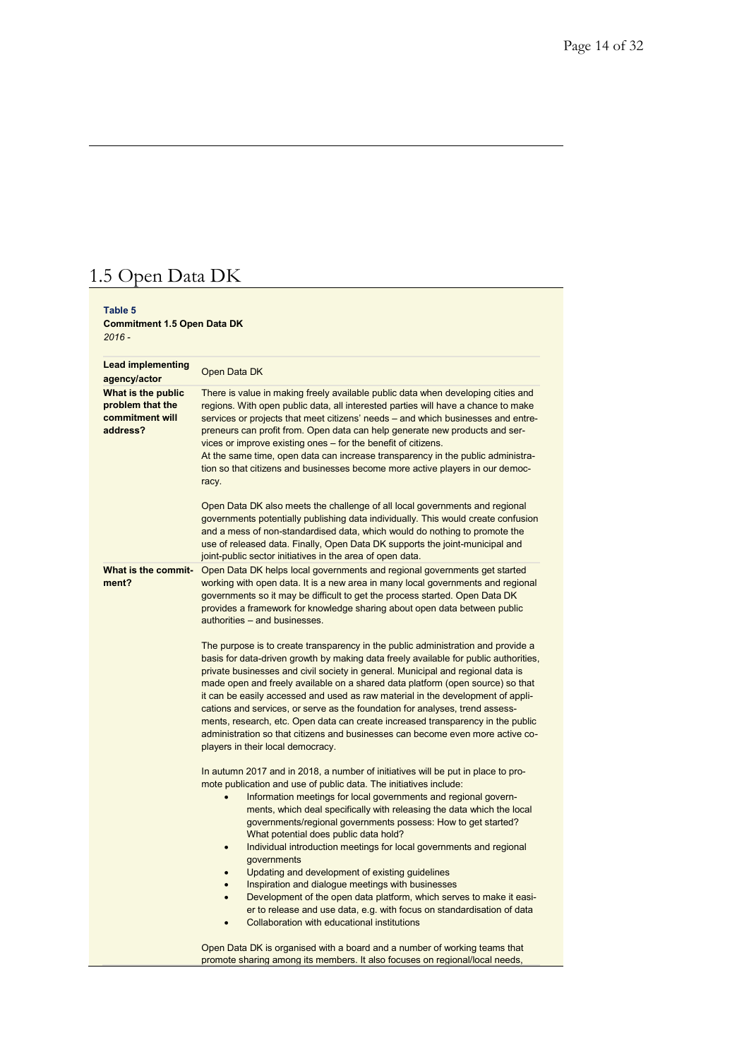## 1.5 Open Data DK

**Table 5**
**Commitment 1.5 Open Data DK**
*2016 -*

| | |
|---|---|
| **Lead implementing agency/actor** | Open Data DK |
| **What is the public problem that the commitment will address?** | There is value in making freely available public data when developing cities and regions. With open public data, all interested parties will have a chance to make services or projects that meet citizens' needs – and which businesses and entrepreneurs can profit from. Open data can help generate new products and services or improve existing ones – for the benefit of citizens.<br>At the same time, open data can increase transparency in the public administration so that citizens and businesses become more active players in our democracy.<br><br>Open Data DK also meets the challenge of all local governments and regional governments potentially publishing data individually. This would create confusion and a mess of non-standardised data, which would do nothing to promote the use of released data. Finally, Open Data DK supports the joint-municipal and joint-public sector initiatives in the area of open data. |
| **What is the commitment?** | Open Data DK helps local governments and regional governments get started working with open data. It is a new area in many local governments and regional governments so it may be difficult to get the process started. Open Data DK provides a framework for knowledge sharing about open data between public authorities – and businesses.<br><br>The purpose is to create transparency in the public administration and provide a basis for data-driven growth by making data freely available for public authorities, private businesses and civil society in general. Municipal and regional data is made open and freely available on a shared data platform (open source) so that it can be easily accessed and used as raw material in the development of applications and services, or serve as the foundation for analyses, trend assessments, research, etc. Open data can create increased transparency in the public administration so that citizens and businesses can become even more active co-players in their local democracy.<br><br>In autumn 2017 and in 2018, a number of initiatives will be put in place to promote publication and use of public data. The initiatives include:<br>• Information meetings for local governments and regional governments, which deal specifically with releasing the data which the local governments/regional governments possess: How to get started? What potential does public data hold?<br>• Individual introduction meetings for local governments and regional governments<br>• Updating and development of existing guidelines<br>• Inspiration and dialogue meetings with businesses<br>• Development of the open data platform, which serves to make it easier to release and use data, e.g. with focus on standardisation of data<br>• Collaboration with educational institutions<br><br>Open Data DK is organised with a board and a number of working teams that promote sharing among its members. It also focuses on regional/local needs, |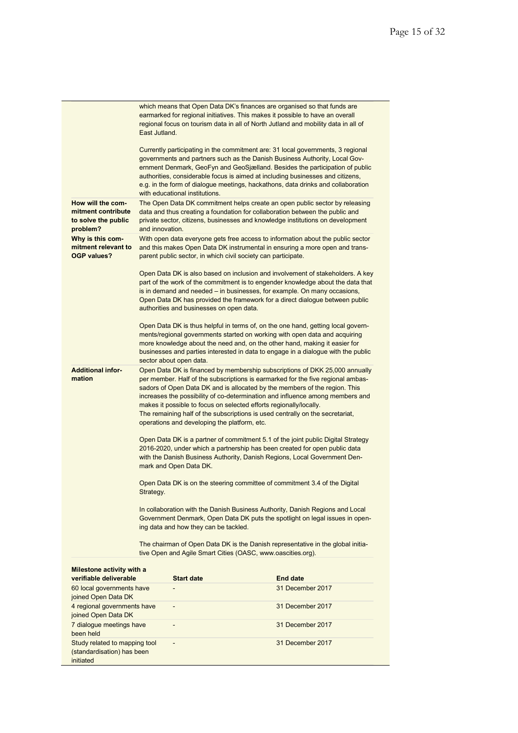| | |
|---|---|
| | which means that Open Data DK's finances are organised so that funds are earmarked for regional initiatives. This makes it possible to have an overall regional focus on tourism data in all of North Jutland and mobility data in all of East Jutland.<br><br>Currently participating in the commitment are: 31 local governments, 3 regional governments and partners such as the Danish Business Authority, Local Government Denmark, GeoFyn and GeoSjælland. Besides the participation of public authorities, considerable focus is aimed at including businesses and citizens, e.g. in the form of dialogue meetings, hackathons, data drinks and collaboration with educational institutions. |
| **How will the commitment contribute to solve the public problem?** | The Open Data DK commitment helps create an open public sector by releasing data and thus creating a foundation for collaboration between the public and private sector, citizens, businesses and knowledge institutions on development and innovation. |
| **Why is this commitment relevant to OGP values?** | With open data everyone gets free access to information about the public sector and this makes Open Data DK instrumental in ensuring a more open and transparent public sector, in which civil society can participate.<br><br>Open Data DK is also based on inclusion and involvement of stakeholders. A key part of the work of the commitment is to engender knowledge about the data that is in demand and needed – in businesses, for example. On many occasions, Open Data DK has provided the framework for a direct dialogue between public authorities and businesses on open data.<br><br>Open Data DK is thus helpful in terms of, on the one hand, getting local governments/regional governments started on working with open data and acquiring more knowledge about the need and, on the other hand, making it easier for businesses and parties interested in data to engage in a dialogue with the public sector about open data. |
| **Additional information** | Open Data DK is financed by membership subscriptions of DKK 25,000 annually per member. Half of the subscriptions is earmarked for the five regional ambassadors of Open Data DK and is allocated by the members of the region. This increases the possibility of co-determination and influence among members and makes it possible to focus on selected efforts regionally/locally.<br>The remaining half of the subscriptions is used centrally on the secretariat, operations and developing the platform, etc.<br><br>Open Data DK is a partner of commitment 5.1 of the joint public Digital Strategy 2016-2020, under which a partnership has been created for open public data with the Danish Business Authority, Danish Regions, Local Government Denmark and Open Data DK.<br><br>Open Data DK is on the steering committee of commitment 3.4 of the Digital Strategy.<br><br>In collaboration with the Danish Business Authority, Danish Regions and Local Government Denmark, Open Data DK puts the spotlight on legal issues in opening data and how they can be tackled.<br><br>The chairman of Open Data DK is the Danish representative in the global initiative Open and Agile Smart Cities (OASC, www.oascities.org). |

| Milestone activity with a verifiable deliverable | Start date | End date |
|---|---|---|
| 60 local governments have joined Open Data DK | - | 31 December 2017 |
| 4 regional governments have joined Open Data DK | - | 31 December 2017 |
| 7 dialogue meetings have been held | - | 31 December 2017 |
| Study related to mapping tool (standardisation) has been initiated | - | 31 December 2017 |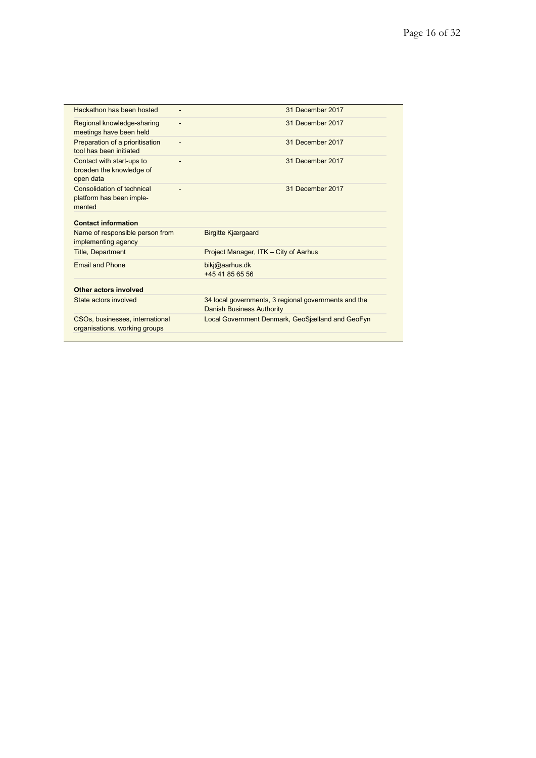| | | |
|---|---|---|
| Hackathon has been hosted | - | 31 December 2017 |
| Regional knowledge-sharing meetings have been held | - | 31 December 2017 |
| Preparation of a prioritisation tool has been initiated | - | 31 December 2017 |
| Contact with start-ups to broaden the knowledge of open data | - | 31 December 2017 |
| Consolidation of technical platform has been implemented | - | 31 December 2017 |
| **Contact information** | | |
| Name of responsible person from implementing agency | Birgitte Kjærgaard | |
| Title, Department | Project Manager, ITK – City of Aarhus | |
| Email and Phone | bikj@aarhus.dk<br>+45 41 85 65 56 | |
| **Other actors involved** | | |
| State actors involved | 34 local governments, 3 regional governments and the Danish Business Authority | |
| CSOs, businesses, international organisations, working groups | Local Government Denmark, GeoSjælland and GeoFyn | |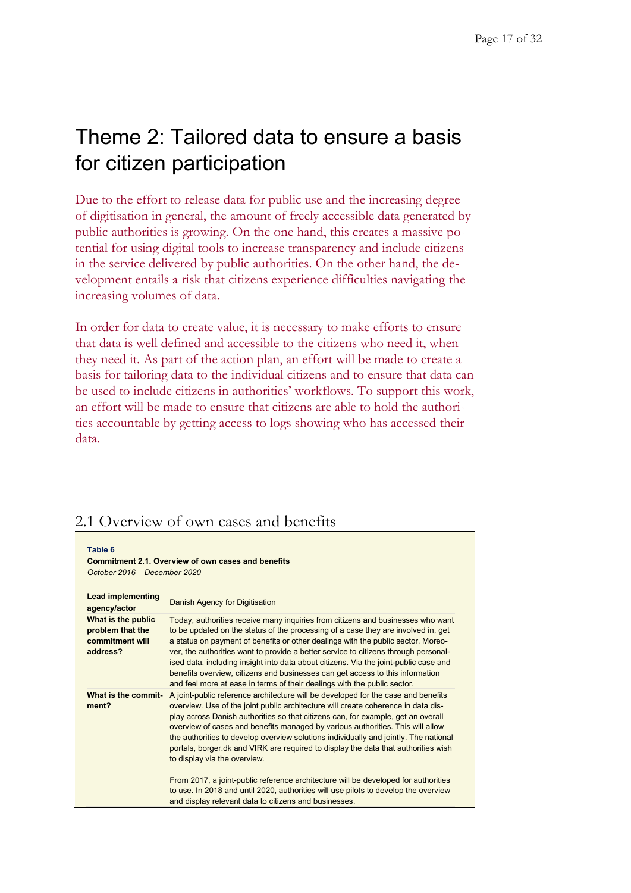# Theme 2: Tailored data to ensure a basis for citizen participation

Due to the effort to release data for public use and the increasing degree of digitisation in general, the amount of freely accessible data generated by public authorities is growing. On the one hand, this creates a massive potential for using digital tools to increase transparency and include citizens in the service delivered by public authorities. On the other hand, the development entails a risk that citizens experience difficulties navigating the increasing volumes of data.

In order for data to create value, it is necessary to make efforts to ensure that data is well defined and accessible to the citizens who need it, when they need it. As part of the action plan, an effort will be made to create a basis for tailoring data to the individual citizens and to ensure that data can be used to include citizens in authorities' workflows. To support this work, an effort will be made to ensure that citizens are able to hold the authorities accountable by getting access to logs showing who has accessed their data.

## 2.1 Overview of own cases and benefits

**Table 6**
**Commitment 2.1. Overview of own cases and benefits**
*October 2016 – December 2020*

| | |
|---|---|
| **Lead implementing agency/actor** | Danish Agency for Digitisation |
| **What is the public problem that the commitment will address?** | Today, authorities receive many inquiries from citizens and businesses who want to be updated on the status of the processing of a case they are involved in, get a status on payment of benefits or other dealings with the public sector. Moreover, the authorities want to provide a better service to citizens through personalised data, including insight into data about citizens. Via the joint-public case and benefits overview, citizens and businesses can get access to this information and feel more at ease in terms of their dealings with the public sector. |
| **What is the commitment?** | A joint-public reference architecture will be developed for the case and benefits overview. Use of the joint public architecture will create coherence in data display across Danish authorities so that citizens can, for example, get an overall overview of cases and benefits managed by various authorities. This will allow the authorities to develop overview solutions individually and jointly. The national portals, borger.dk and VIRK are required to display the data that authorities wish to display via the overview.<br><br>From 2017, a joint-public reference architecture will be developed for authorities to use. In 2018 and until 2020, authorities will use pilots to develop the overview and display relevant data to citizens and businesses. |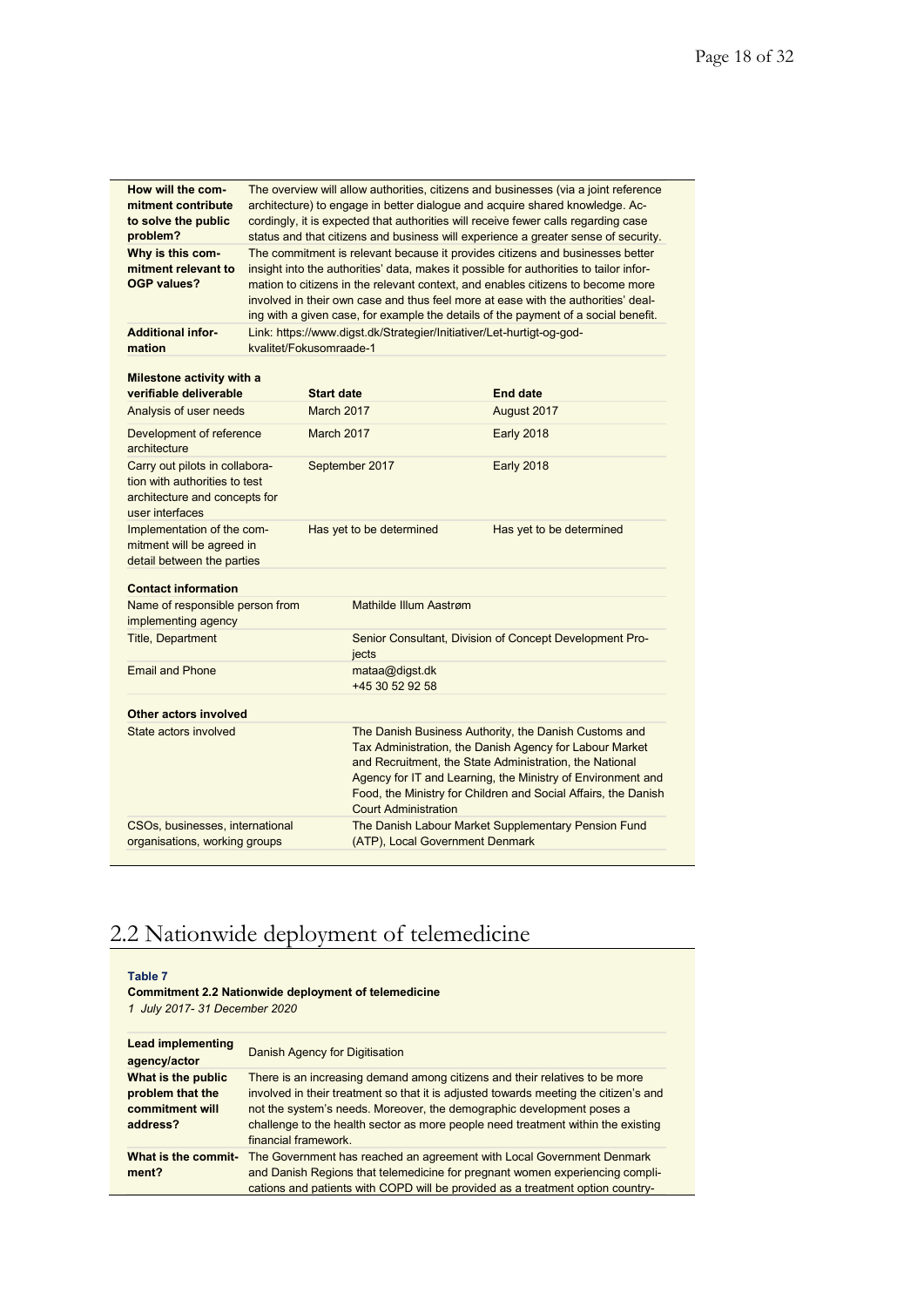| | |
|---|---|
| **How will the commitment contribute to solve the public problem?** | The overview will allow authorities, citizens and businesses (via a joint reference architecture) to engage in better dialogue and acquire shared knowledge. Accordingly, it is expected that authorities will receive fewer calls regarding case status and that citizens and business will experience a greater sense of security. |
| **Why is this commitment relevant to OGP values?** | The commitment is relevant because it provides citizens and businesses better insight into the authorities' data, makes it possible for authorities to tailor information to citizens in the relevant context, and enables citizens to become more involved in their own case and thus feel more at ease with the authorities' dealing with a given case, for example the details of the payment of a social benefit. |
| **Additional information** | Link: https://www.digst.dk/Strategier/Initiativer/Let-hurtigt-og-god-kvalitet/Fokusomraade-1 |

| **Milestone activity with a verifiable deliverable** | **Start date** | **End date** |
|---|---|---|
| Analysis of user needs | March 2017 | August 2017 |
| Development of reference architecture | March 2017 | Early 2018 |
| Carry out pilots in collaboration with authorities to test architecture and concepts for user interfaces | September 2017 | Early 2018 |
| Implementation of the commitment will be agreed in detail between the parties | Has yet to be determined | Has yet to be determined |

| **Contact information** | |
|---|---|
| Name of responsible person from implementing agency | Mathilde Illum Aastrøm |
| Title, Department | Senior Consultant, Division of Concept Development Projects |
| Email and Phone | mataa@digst.dk<br>+45 30 52 92 58 |
| **Other actors involved** | |
| State actors involved | The Danish Business Authority, the Danish Customs and Tax Administration, the Danish Agency for Labour Market and Recruitment, the State Administration, the National Agency for IT and Learning, the Ministry of Environment and Food, the Ministry for Children and Social Affairs, the Danish Court Administration |
| CSOs, businesses, international organisations, working groups | The Danish Labour Market Supplementary Pension Fund (ATP), Local Government Denmark |

## 2.2 Nationwide deployment of telemedicine

**Table 7**

**Commitment 2.2 Nationwide deployment of telemedicine**

*1 July 2017- 31 December 2020*

| | |
|---|---|
| **Lead implementing agency/actor** | Danish Agency for Digitisation |
| **What is the public problem that the commitment will address?** | There is an increasing demand among citizens and their relatives to be more involved in their treatment so that it is adjusted towards meeting the citizen's and not the system's needs. Moreover, the demographic development poses a challenge to the health sector as more people need treatment within the existing financial framework. |
| **What is the commitment?** | The Government has reached an agreement with Local Government Denmark and Danish Regions that telemedicine for pregnant women experiencing complications and patients with COPD will be provided as a treatment option country- |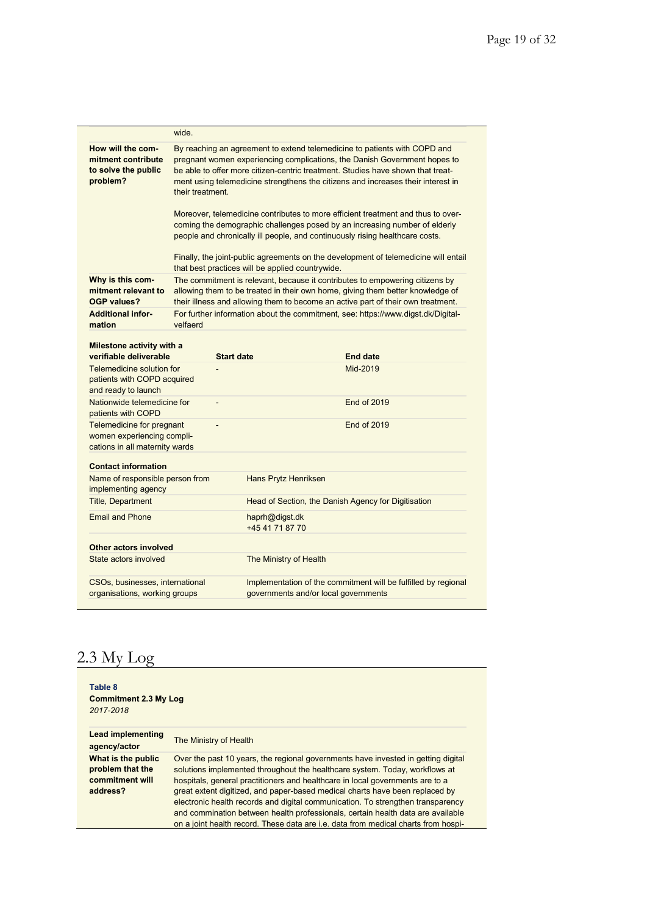| | |
|---|---|
| | wide. |
| **How will the commitment contribute to solve the public problem?** | By reaching an agreement to extend telemedicine to patients with COPD and pregnant women experiencing complications, the Danish Government hopes to be able to offer more citizen-centric treatment. Studies have shown that treatment using telemedicine strengthens the citizens and increases their interest in their treatment.<br><br>Moreover, telemedicine contributes to more efficient treatment and thus to overcoming the demographic challenges posed by an increasing number of elderly people and chronically ill people, and continuously rising healthcare costs.<br><br>Finally, the joint-public agreements on the development of telemedicine will entail that best practices will be applied countrywide. |
| **Why is this commitment relevant to OGP values?** | The commitment is relevant, because it contributes to empowering citizens by allowing them to be treated in their own home, giving them better knowledge of their illness and allowing them to become an active part of their own treatment. |
| **Additional information** | For further information about the commitment, see: https://www.digst.dk/Digital-velfaerd |

| Milestone activity with a verifiable deliverable | Start date | End date |
|---|---|---|
| Telemedicine solution for patients with COPD acquired and ready to launch | - | Mid-2019 |
| Nationwide telemedicine for patients with COPD | - | End of 2019 |
| Telemedicine for pregnant women experiencing complications in all maternity wards | - | End of 2019 |

| **Contact information** | |
|---|---|
| Name of responsible person from implementing agency | Hans Prytz Henriksen |
| Title, Department | Head of Section, the Danish Agency for Digitisation |
| Email and Phone | haprh@digst.dk<br>+45 41 71 87 70 |

| **Other actors involved** | |
|---|---|
| State actors involved | The Ministry of Health |
| CSOs, businesses, international organisations, working groups | Implementation of the commitment will be fulfilled by regional governments and/or local governments |

## 2.3 My Log

**Table 8**
**Commitment 2.3 My Log**
*2017-2018*

| | |
|---|---|
| **Lead implementing agency/actor** | The Ministry of Health |
| **What is the public problem that the commitment will address?** | Over the past 10 years, the regional governments have invested in getting digital solutions implemented throughout the healthcare system. Today, workflows at hospitals, general practitioners and healthcare in local governments are to a great extent digitized, and paper-based medical charts have been replaced by electronic health records and digital communication. To strengthen transparency and commination between health professionals, certain health data are available on a joint health record. These data are i.e. data from medical charts from hospi- |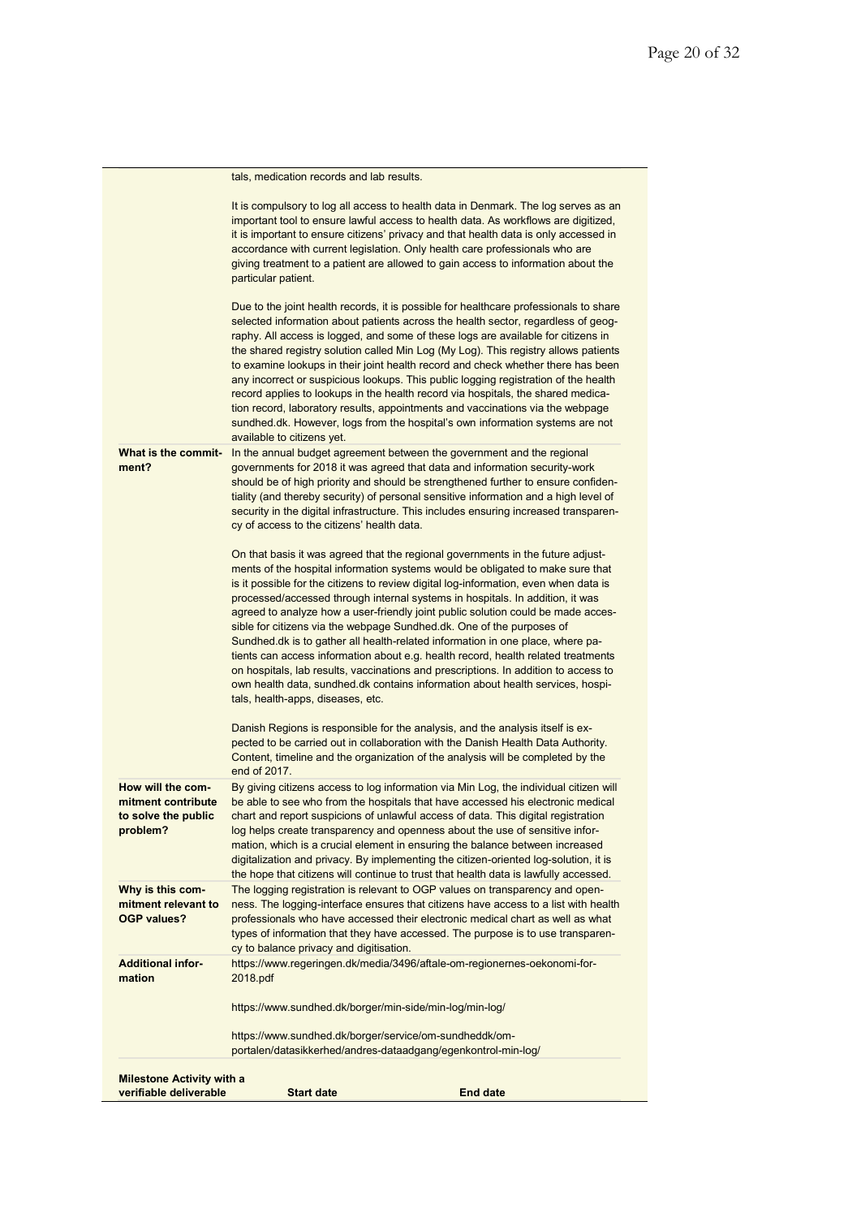| | |
|---|---|
| | tals, medication records and lab results.<br><br>It is compulsory to log all access to health data in Denmark. The log serves as an important tool to ensure lawful access to health data. As workflows are digitized, it is important to ensure citizens' privacy and that health data is only accessed in accordance with current legislation. Only health care professionals who are giving treatment to a patient are allowed to gain access to information about the particular patient.<br><br>Due to the joint health records, it is possible for healthcare professionals to share selected information about patients across the health sector, regardless of geography. All access is logged, and some of these logs are available for citizens in the shared registry solution called Min Log (My Log). This registry allows patients to examine lookups in their joint health record and check whether there has been any incorrect or suspicious lookups. This public logging registration of the health record applies to lookups in the health record via hospitals, the shared medication record, laboratory results, appointments and vaccinations via the webpage sundhed.dk. However, logs from the hospital's own information systems are not available to citizens yet. |
| **What is the commitment?** | In the annual budget agreement between the government and the regional governments for 2018 it was agreed that data and information security-work should be of high priority and should be strengthened further to ensure confidentiality (and thereby security) of personal sensitive information and a high level of security in the digital infrastructure. This includes ensuring increased transparency of access to the citizens' health data.<br><br>On that basis it was agreed that the regional governments in the future adjustments of the hospital information systems would be obligated to make sure that is it possible for the citizens to review digital log-information, even when data is processed/accessed through internal systems in hospitals. In addition, it was agreed to analyze how a user-friendly joint public solution could be made accessible for citizens via the webpage Sundhed.dk. One of the purposes of Sundhed.dk is to gather all health-related information in one place, where patients can access information about e.g. health record, health related treatments on hospitals, lab results, vaccinations and prescriptions. In addition to access to own health data, sundhed.dk contains information about health services, hospitals, health-apps, diseases, etc.<br><br>Danish Regions is responsible for the analysis, and the analysis itself is expected to be carried out in collaboration with the Danish Health Data Authority. Content, timeline and the organization of the analysis will be completed by the end of 2017. |
| **How will the commitment contribute to solve the public problem?** | By giving citizens access to log information via Min Log, the individual citizen will be able to see who from the hospitals that have accessed his electronic medical chart and report suspicions of unlawful access of data. This digital registration log helps create transparency and openness about the use of sensitive information, which is a crucial element in ensuring the balance between increased digitalization and privacy. By implementing the citizen-oriented log-solution, it is the hope that citizens will continue to trust that health data is lawfully accessed. |
| **Why is this commitment relevant to OGP values?** | The logging registration is relevant to OGP values on transparency and openness. The logging-interface ensures that citizens have access to a list with health professionals who have accessed their electronic medical chart as well as what types of information that they have accessed. The purpose is to use transparency to balance privacy and digitisation. |
| **Additional information** | https://www.regeringen.dk/media/3496/aftale-om-regionernes-oekonomi-for-2018.pdf<br><br>https://www.sundhed.dk/borger/min-side/min-log/min-log/<br><br>https://www.sundhed.dk/borger/service/om-sundheddk/om-portalen/datasikkerhed/andres-dataadgang/egenkontrol-min-log/ |

| Milestone Activity with a verifiable deliverable | Start date | End date |
|---|---|---|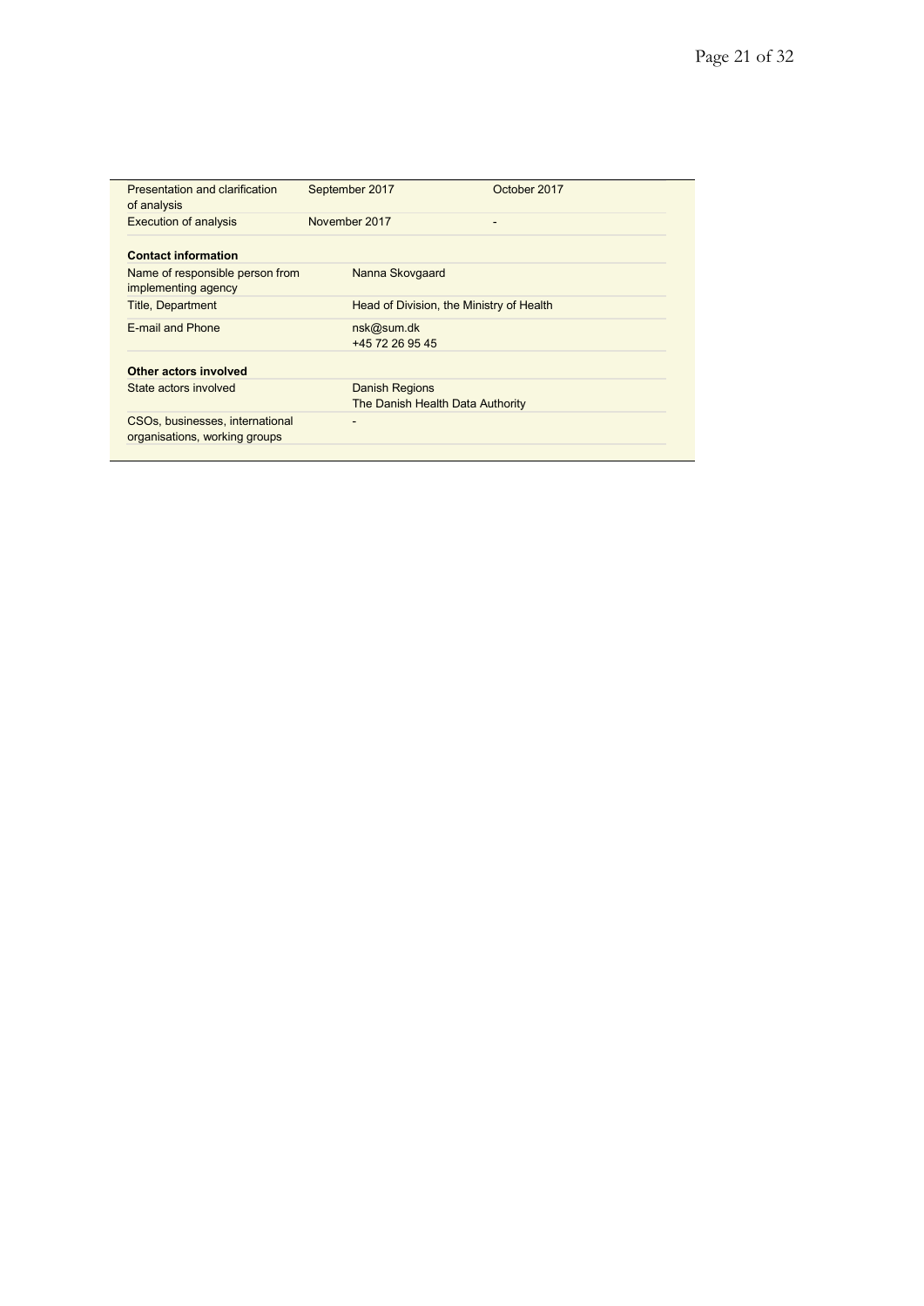| | | |
|---|---|---|
| Presentation and clarification of analysis | September 2017 | October 2017 |
| Execution of analysis | November 2017 | - |
| **Contact information** | | |
| Name of responsible person from implementing agency | Nanna Skovgaard | |
| Title, Department | Head of Division, the Ministry of Health | |
| E-mail and Phone | nsk@sum.dk<br>+45 72 26 95 45 | |
| **Other actors involved** | | |
| State actors involved | Danish Regions<br>The Danish Health Data Authority | |
| CSOs, businesses, international organisations, working groups | - | |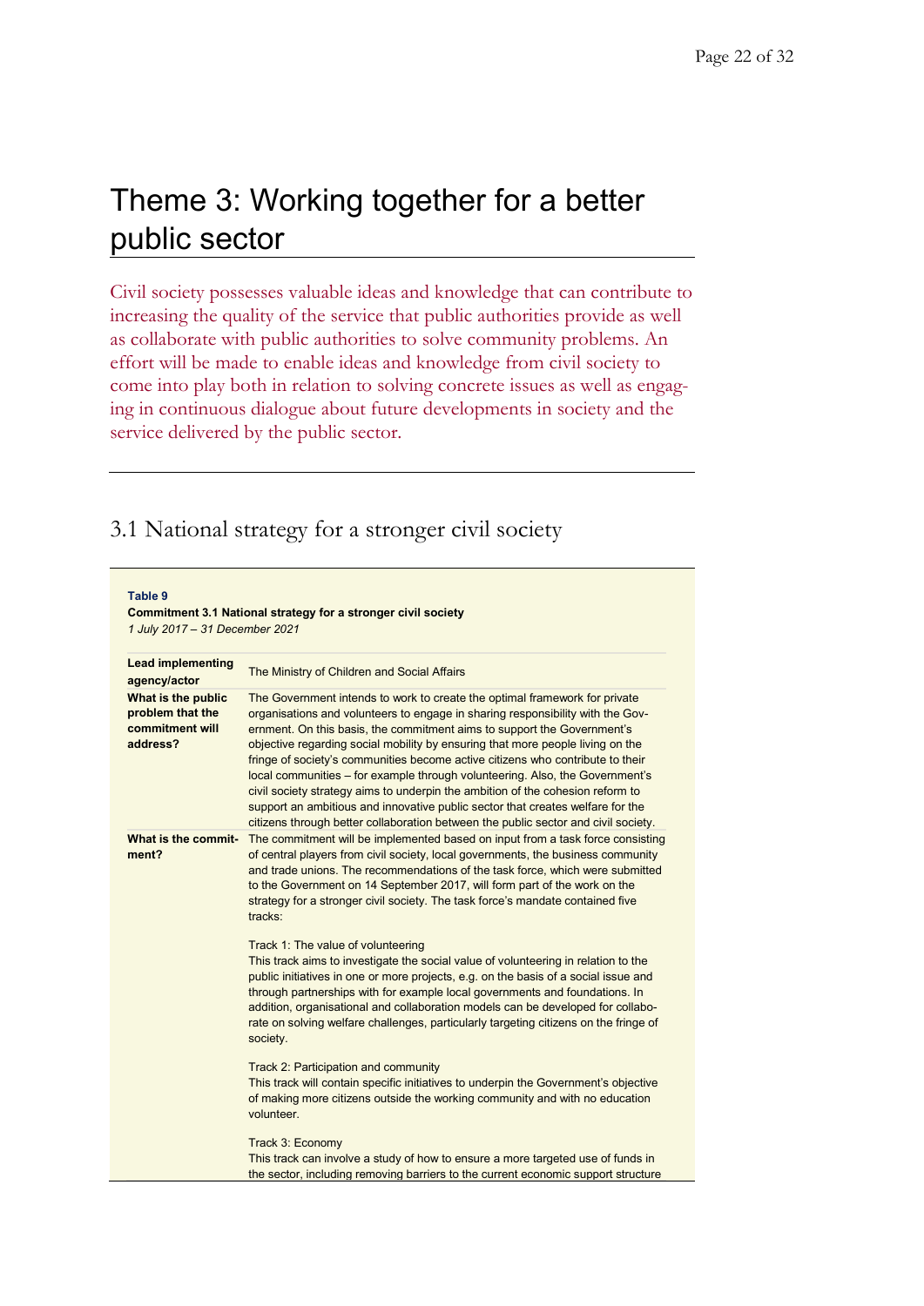# Theme 3: Working together for a better public sector

Civil society possesses valuable ideas and knowledge that can contribute to increasing the quality of the service that public authorities provide as well as collaborate with public authorities to solve community problems. An effort will be made to enable ideas and knowledge from civil society to come into play both in relation to solving concrete issues as well as engaging in continuous dialogue about future developments in society and the service delivered by the public sector.

## 3.1 National strategy for a stronger civil society

**Table 9**

**Commitment 3.1 National strategy for a stronger civil society**

*1 July 2017 – 31 December 2021*

| | |
|---|---|
| **Lead implementing agency/actor** | The Ministry of Children and Social Affairs |
| **What is the public problem that the commitment will address?** | The Government intends to work to create the optimal framework for private organisations and volunteers to engage in sharing responsibility with the Government. On this basis, the commitment aims to support the Government's objective regarding social mobility by ensuring that more people living on the fringe of society's communities become active citizens who contribute to their local communities – for example through volunteering. Also, the Government's civil society strategy aims to underpin the ambition of the cohesion reform to support an ambitious and innovative public sector that creates welfare for the citizens through better collaboration between the public sector and civil society. |
| **What is the commitment?** | The commitment will be implemented based on input from a task force consisting of central players from civil society, local governments, the business community and trade unions. The recommendations of the task force, which were submitted to the Government on 14 September 2017, will form part of the work on the strategy for a stronger civil society. The task force's mandate contained five tracks:<br><br>Track 1: The value of volunteering<br>This track aims to investigate the social value of volunteering in relation to the public initiatives in one or more projects, e.g. on the basis of a social issue and through partnerships with for example local governments and foundations. In addition, organisational and collaboration models can be developed for collaborate on solving welfare challenges, particularly targeting citizens on the fringe of society.<br><br>Track 2: Participation and community<br>This track will contain specific initiatives to underpin the Government's objective of making more citizens outside the working community and with no education volunteer.<br><br>Track 3: Economy<br>This track can involve a study of how to ensure a more targeted use of funds in the sector, including removing barriers to the current economic support structure |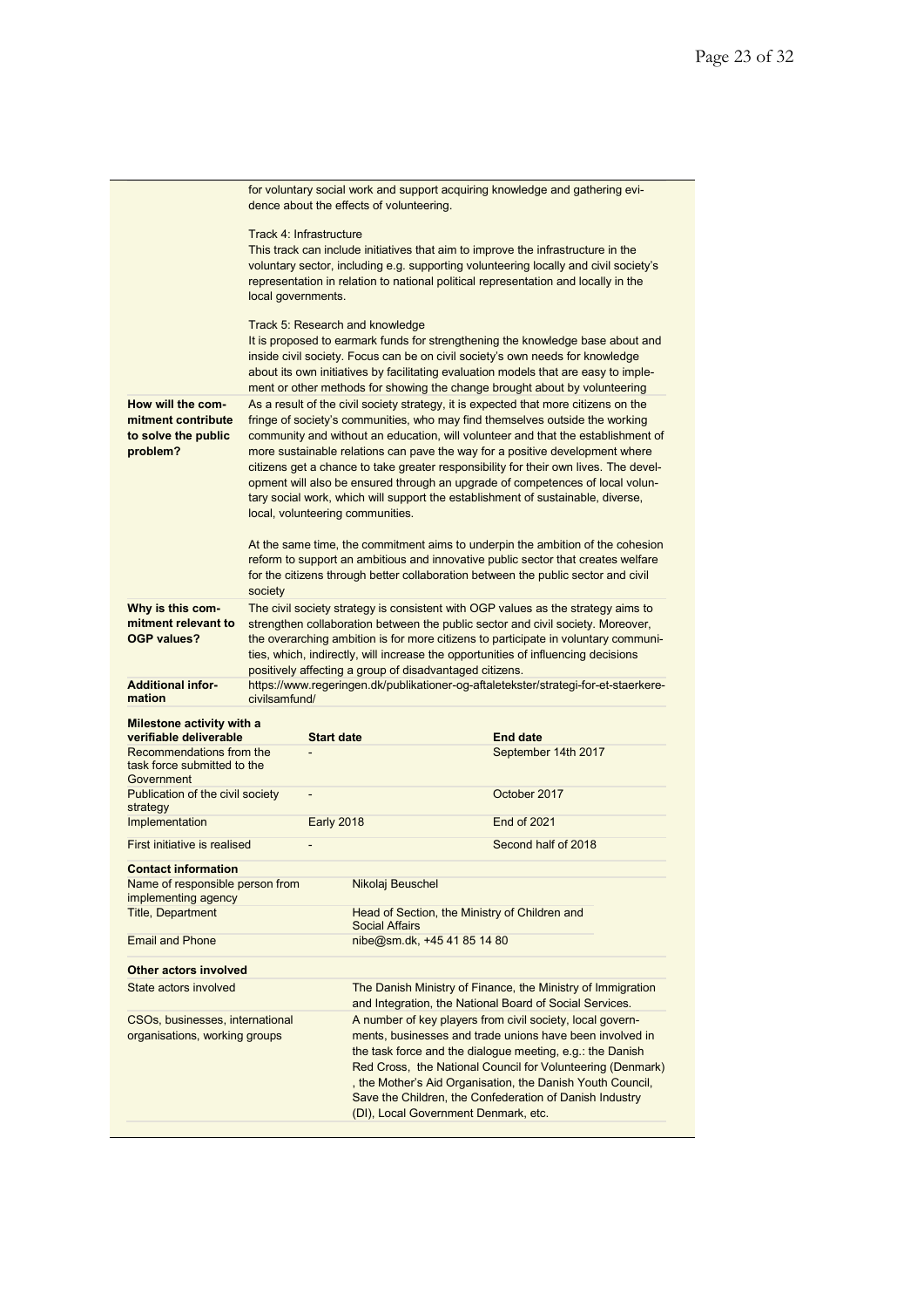| | |
|---|---|
| | for voluntary social work and support acquiring knowledge and gathering evidence about the effects of volunteering.<br><br>Track 4: Infrastructure<br>This track can include initiatives that aim to improve the infrastructure in the voluntary sector, including e.g. supporting volunteering locally and civil society's representation in relation to national political representation and locally in the local governments.<br><br>Track 5: Research and knowledge<br>It is proposed to earmark funds for strengthening the knowledge base about and inside civil society. Focus can be on civil society's own needs for knowledge about its own initiatives by facilitating evaluation models that are easy to implement or other methods for showing the change brought about by volunteering |
| **How will the commitment contribute to solve the public problem?** | As a result of the civil society strategy, it is expected that more citizens on the fringe of society's communities, who may find themselves outside the working community and without an education, will volunteer and that the establishment of more sustainable relations can pave the way for a positive development where citizens get a chance to take greater responsibility for their own lives. The development will also be ensured through an upgrade of competences of local voluntary social work, which will support the establishment of sustainable, diverse, local, volunteering communities.<br><br>At the same time, the commitment aims to underpin the ambition of the cohesion reform to support an ambitious and innovative public sector that creates welfare for the citizens through better collaboration between the public sector and civil society |
| **Why is this commitment relevant to OGP values?** | The civil society strategy is consistent with OGP values as the strategy aims to strengthen collaboration between the public sector and civil society. Moreover, the overarching ambition is for more citizens to participate in voluntary communities, which, indirectly, will increase the opportunities of influencing decisions positively affecting a group of disadvantaged citizens. |
| **Additional information** | https://www.regeringen.dk/publikationer-og-aftaletekster/strategi-for-et-staerkere-civilsamfund/ |

| Milestone activity with a verifiable deliverable | Start date | End date |
|---|---|---|
| Recommendations from the task force submitted to the Government | - | September 14th 2017 |
| Publication of the civil society strategy | - | October 2017 |
| Implementation | Early 2018 | End of 2021 |
| First initiative is realised | - | Second half of 2018 |

| **Contact information** | |
|---|---|
| Name of responsible person from implementing agency | Nikolaj Beuschel |
| Title, Department | Head of Section, the Ministry of Children and Social Affairs |
| Email and Phone | nibe@sm.dk, +45 41 85 14 80 |

| **Other actors involved** | |
|---|---|
| State actors involved | The Danish Ministry of Finance, the Ministry of Immigration and Integration, the National Board of Social Services. |
| CSOs, businesses, international organisations, working groups | A number of key players from civil society, local governments, businesses and trade unions have been involved in the task force and the dialogue meeting, e.g.: the Danish Red Cross, the National Council for Volunteering (Denmark), the Mother's Aid Organisation, the Danish Youth Council, Save the Children, the Confederation of Danish Industry (DI), Local Government Denmark, etc. |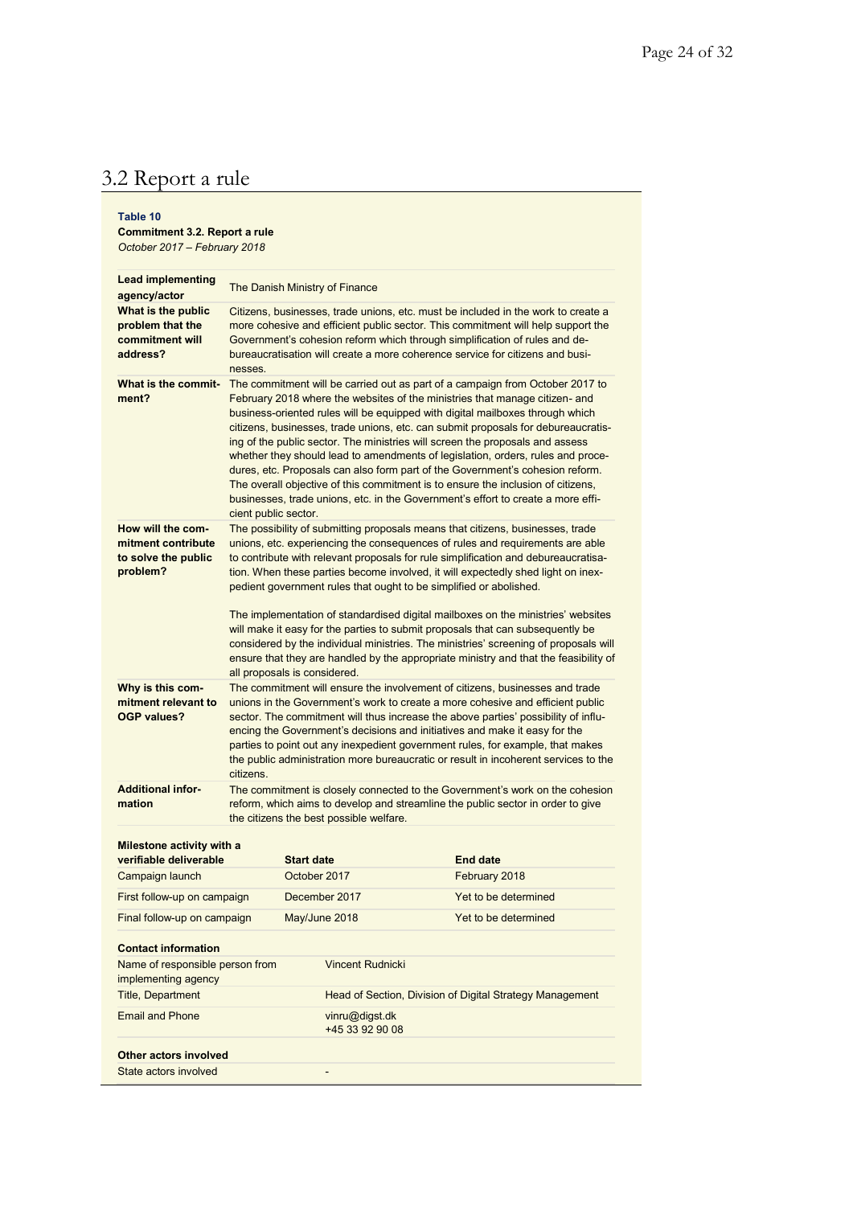## 3.2 Report a rule

**Table 10**

**Commitment 3.2. Report a rule**

*October 2017 – February 2018*

| | |
|---|---|
| **Lead implementing agency/actor** | The Danish Ministry of Finance |
| **What is the public problem that the commitment will address?** | Citizens, businesses, trade unions, etc. must be included in the work to create a more cohesive and efficient public sector. This commitment will help support the Government's cohesion reform which through simplification of rules and debureaucratisation will create a more coherence service for citizens and businesses. |
| **What is the commitment?** | The commitment will be carried out as part of a campaign from October 2017 to February 2018 where the websites of the ministries that manage citizen- and business-oriented rules will be equipped with digital mailboxes through which citizens, businesses, trade unions, etc. can submit proposals for debureaucratising of the public sector. The ministries will screen the proposals and assess whether they should lead to amendments of legislation, orders, rules and procedures, etc. Proposals can also form part of the Government's cohesion reform. The overall objective of this commitment is to ensure the inclusion of citizens, businesses, trade unions, etc. in the Government's effort to create a more efficient public sector. |
| **How will the commitment contribute to solve the public problem?** | The possibility of submitting proposals means that citizens, businesses, trade unions, etc. experiencing the consequences of rules and requirements are able to contribute with relevant proposals for rule simplification and debureaucratisation. When these parties become involved, it will expectedly shed light on inexpedient government rules that ought to be simplified or abolished.<br><br>The implementation of standardised digital mailboxes on the ministries' websites will make it easy for the parties to submit proposals that can subsequently be considered by the individual ministries. The ministries' screening of proposals will ensure that they are handled by the appropriate ministry and that the feasibility of all proposals is considered. |
| **Why is this commitment relevant to OGP values?** | The commitment will ensure the involvement of citizens, businesses and trade unions in the Government's work to create a more cohesive and efficient public sector. The commitment will thus increase the above parties' possibility of influencing the Government's decisions and initiatives and make it easy for the parties to point out any inexpedient government rules, for example, that makes the public administration more bureaucratic or result in incoherent services to the citizens. |
| **Additional information** | The commitment is closely connected to the Government's work on the cohesion reform, which aims to develop and streamline the public sector in order to give the citizens the best possible welfare. |

| **Milestone activity with a verifiable deliverable** | **Start date** | **End date** |
|---|---|---|
| Campaign launch | October 2017 | February 2018 |
| First follow-up on campaign | December 2017 | Yet to be determined |
| Final follow-up on campaign | May/June 2018 | Yet to be determined |

| **Contact information** | |
|---|---|
| Name of responsible person from implementing agency | Vincent Rudnicki |
| Title, Department | Head of Section, Division of Digital Strategy Management |
| Email and Phone | vinru@digst.dk<br>+45 33 92 90 08 |
| **Other actors involved** | |
| State actors involved | - |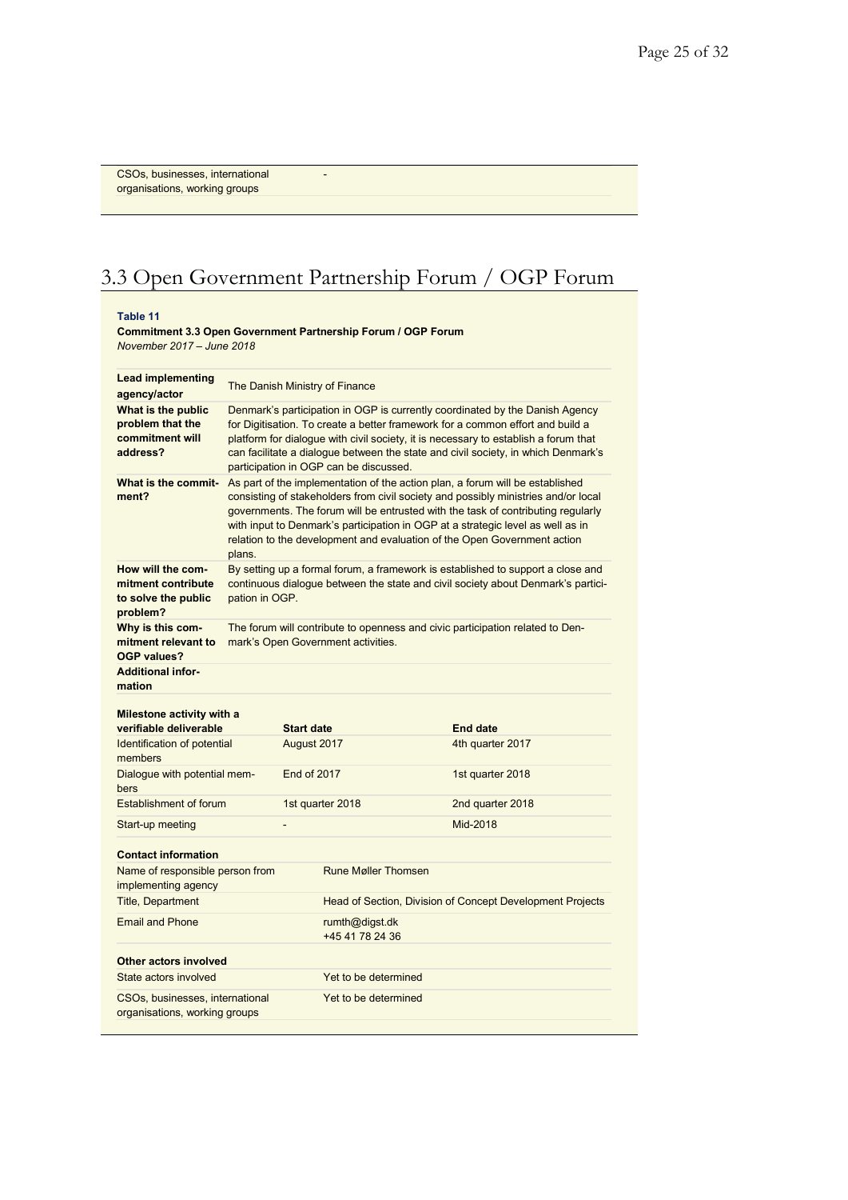| CSOs, businesses, international organisations, working groups | - |
|---|---|

# 3.3 Open Government Partnership Forum / OGP Forum

**Table 11**

**Commitment 3.3 Open Government Partnership Forum / OGP Forum**
*November 2017 – June 2018*

| | |
|---|---|
| **Lead implementing agency/actor** | The Danish Ministry of Finance |
| **What is the public problem that the commitment will address?** | Denmark's participation in OGP is currently coordinated by the Danish Agency for Digitisation. To create a better framework for a common effort and build a platform for dialogue with civil society, it is necessary to establish a forum that can facilitate a dialogue between the state and civil society, in which Denmark's participation in OGP can be discussed. |
| **What is the commitment?** | As part of the implementation of the action plan, a forum will be established consisting of stakeholders from civil society and possibly ministries and/or local governments. The forum will be entrusted with the task of contributing regularly with input to Denmark's participation in OGP at a strategic level as well as in relation to the development and evaluation of the Open Government action plans. |
| **How will the commitment contribute to solve the public problem?** | By setting up a formal forum, a framework is established to support a close and continuous dialogue between the state and civil society about Denmark's participation in OGP. |
| **Why is this commitment relevant to OGP values?** | The forum will contribute to openness and civic participation related to Denmark's Open Government activities. |
| **Additional information** | |

| **Milestone activity with a verifiable deliverable** | **Start date** | **End date** |
|---|---|---|
| Identification of potential members | August 2017 | 4th quarter 2017 |
| Dialogue with potential members | End of 2017 | 1st quarter 2018 |
| Establishment of forum | 1st quarter 2018 | 2nd quarter 2018 |
| Start-up meeting | - | Mid-2018 |

| **Contact information** | |
|---|---|
| Name of responsible person from implementing agency | Rune Møller Thomsen |
| Title, Department | Head of Section, Division of Concept Development Projects |
| Email and Phone | rumth@digst.dk<br>+45 41 78 24 36 |

| **Other actors involved** | |
|---|---|
| State actors involved | Yet to be determined |
| CSOs, businesses, international organisations, working groups | Yet to be determined |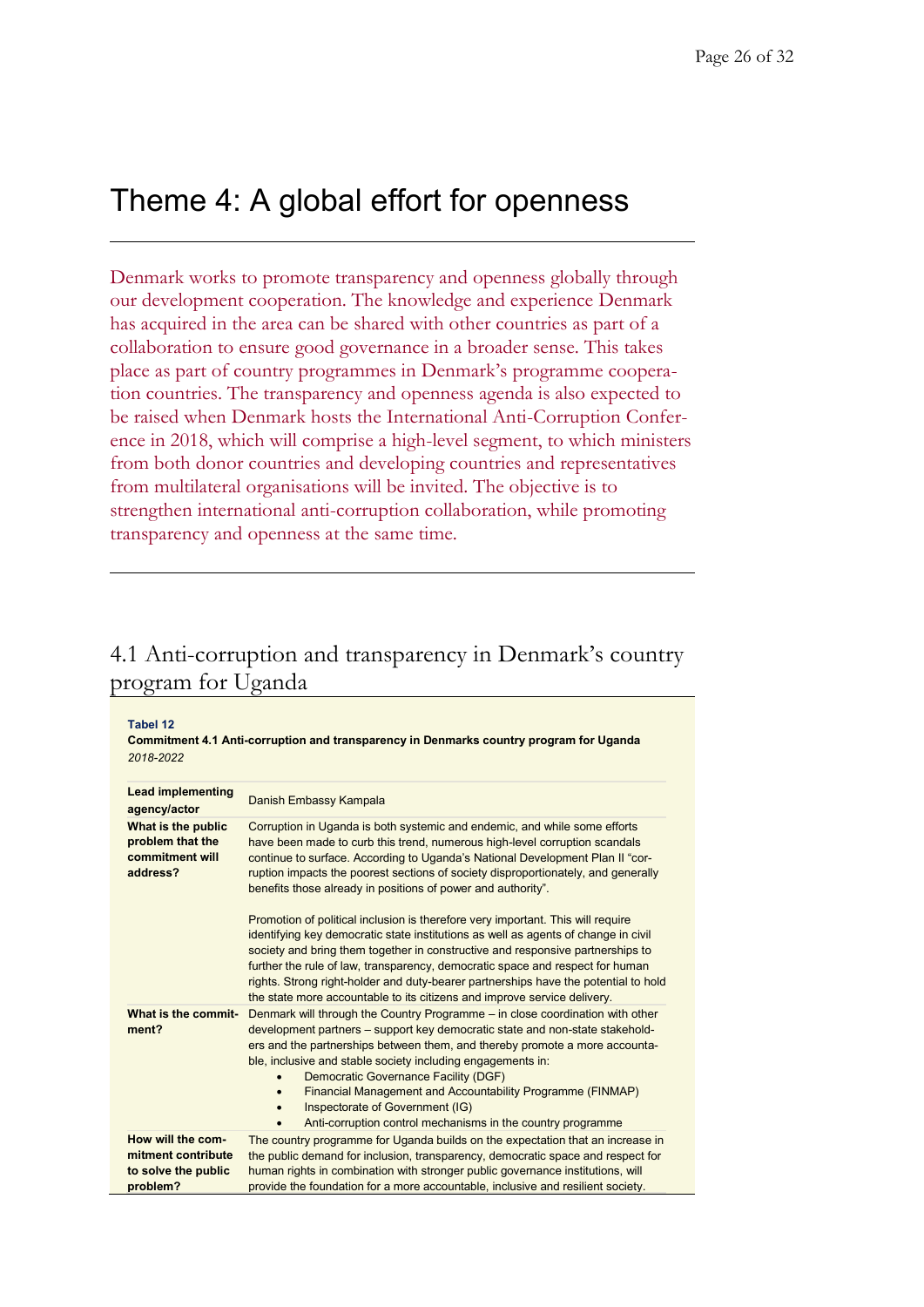# Theme 4: A global effort for openness

Denmark works to promote transparency and openness globally through our development cooperation. The knowledge and experience Denmark has acquired in the area can be shared with other countries as part of a collaboration to ensure good governance in a broader sense. This takes place as part of country programmes in Denmark's programme cooperation countries. The transparency and openness agenda is also expected to be raised when Denmark hosts the International Anti-Corruption Conference in 2018, which will comprise a high-level segment, to which ministers from both donor countries and developing countries and representatives from multilateral organisations will be invited. The objective is to strengthen international anti-corruption collaboration, while promoting transparency and openness at the same time.

## 4.1 Anti-corruption and transparency in Denmark's country program for Uganda

**Tabel 12**

**Commitment 4.1 Anti-corruption and transparency in Denmarks country program for Uganda**

*2018-2022*

| | |
|---|---|
| **Lead implementing agency/actor** | Danish Embassy Kampala |
| **What is the public problem that the commitment will address?** | Corruption in Uganda is both systemic and endemic, and while some efforts have been made to curb this trend, numerous high-level corruption scandals continue to surface. According to Uganda's National Development Plan II "corruption impacts the poorest sections of society disproportionately, and generally benefits those already in positions of power and authority".<br><br>Promotion of political inclusion is therefore very important. This will require identifying key democratic state institutions as well as agents of change in civil society and bring them together in constructive and responsive partnerships to further the rule of law, transparency, democratic space and respect for human rights. Strong right-holder and duty-bearer partnerships have the potential to hold the state more accountable to its citizens and improve service delivery. |
| **What is the commitment?** | Denmark will through the Country Programme – in close coordination with other development partners – support key democratic state and non-state stakeholders and the partnerships between them, and thereby promote a more accountable, inclusive and stable society including engagements in:<br>• Democratic Governance Facility (DGF)<br>• Financial Management and Accountability Programme (FINMAP)<br>• Inspectorate of Government (IG)<br>• Anti-corruption control mechanisms in the country programme |
| **How will the commitment contribute to solve the public problem?** | The country programme for Uganda builds on the expectation that an increase in the public demand for inclusion, transparency, democratic space and respect for human rights in combination with stronger public governance institutions, will provide the foundation for a more accountable, inclusive and resilient society. |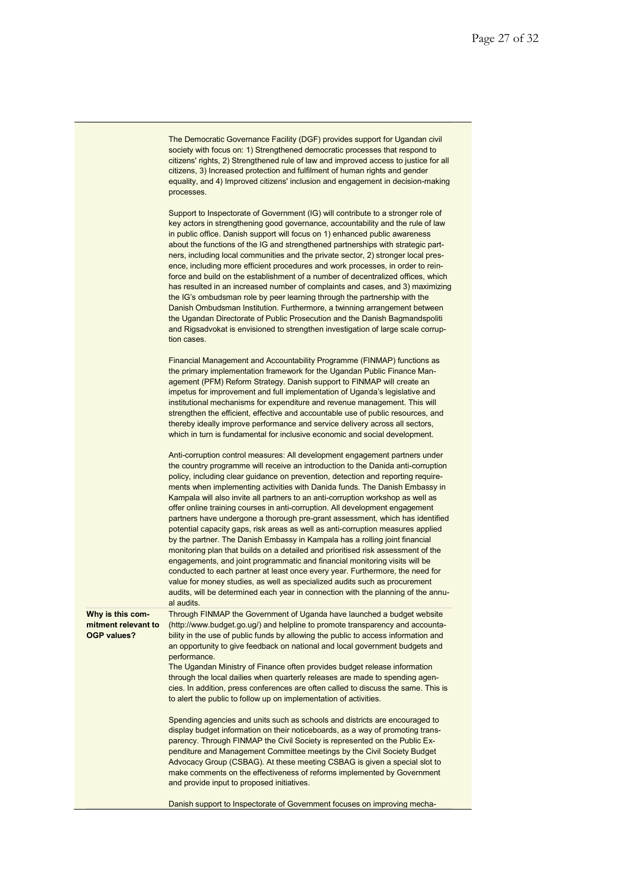| | |
|---|---|
| | The Democratic Governance Facility (DGF) provides support for Ugandan civil society with focus on: 1) Strengthened democratic processes that respond to citizens' rights, 2) Strengthened rule of law and improved access to justice for all citizens, 3) Increased protection and fulfilment of human rights and gender equality, and 4) Improved citizens' inclusion and engagement in decision-making processes.<br><br>Support to Inspectorate of Government (IG) will contribute to a stronger role of key actors in strengthening good governance, accountability and the rule of law in public office. Danish support will focus on 1) enhanced public awareness about the functions of the IG and strengthened partnerships with strategic partners, including local communities and the private sector, 2) stronger local presence, including more efficient procedures and work processes, in order to reinforce and build on the establishment of a number of decentralized offices, which has resulted in an increased number of complaints and cases, and 3) maximizing the IG's ombudsman role by peer learning through the partnership with the Danish Ombudsman Institution. Furthermore, a twinning arrangement between the Ugandan Directorate of Public Prosecution and the Danish Bagmandspoliti and Rigsadvokat is envisioned to strengthen investigation of large scale corruption cases.<br><br>Financial Management and Accountability Programme (FINMAP) functions as the primary implementation framework for the Ugandan Public Finance Management (PFM) Reform Strategy. Danish support to FINMAP will create an impetus for improvement and full implementation of Uganda's legislative and institutional mechanisms for expenditure and revenue management. This will strengthen the efficient, effective and accountable use of public resources, and thereby ideally improve performance and service delivery across all sectors, which in turn is fundamental for inclusive economic and social development.<br><br>Anti-corruption control measures: All development engagement partners under the country programme will receive an introduction to the Danida anti-corruption policy, including clear guidance on prevention, detection and reporting requirements when implementing activities with Danida funds. The Danish Embassy in Kampala will also invite all partners to an anti-corruption workshop as well as offer online training courses in anti-corruption. All development engagement partners have undergone a thorough pre-grant assessment, which has identified potential capacity gaps, risk areas as well as anti-corruption measures applied by the partner. The Danish Embassy in Kampala has a rolling joint financial monitoring plan that builds on a detailed and prioritised risk assessment of the engagements, and joint programmatic and financial monitoring visits will be conducted to each partner at least once every year. Furthermore, the need for value for money studies, as well as specialized audits such as procurement audits, will be determined each year in connection with the planning of the annual audits. |
| **Why is this commitment relevant to OGP values?** | Through FINMAP the Government of Uganda have launched a budget website (http://www.budget.go.ug/) and helpline to promote transparency and accountability in the use of public funds by allowing the public to access information and an opportunity to give feedback on national and local government budgets and performance.<br>The Ugandan Ministry of Finance often provides budget release information through the local dailies when quarterly releases are made to spending agencies. In addition, press conferences are often called to discuss the same. This is to alert the public to follow up on implementation of activities.<br><br>Spending agencies and units such as schools and districts are encouraged to display budget information on their noticeboards, as a way of promoting transparency. Through FINMAP the Civil Society is represented on the Public Expenditure and Management Committee meetings by the Civil Society Budget Advocacy Group (CSBAG). At these meeting CSBAG is given a special slot to make comments on the effectiveness of reforms implemented by Government and provide input to proposed initiatives.<br><br>Danish support to Inspectorate of Government focuses on improving mecha- |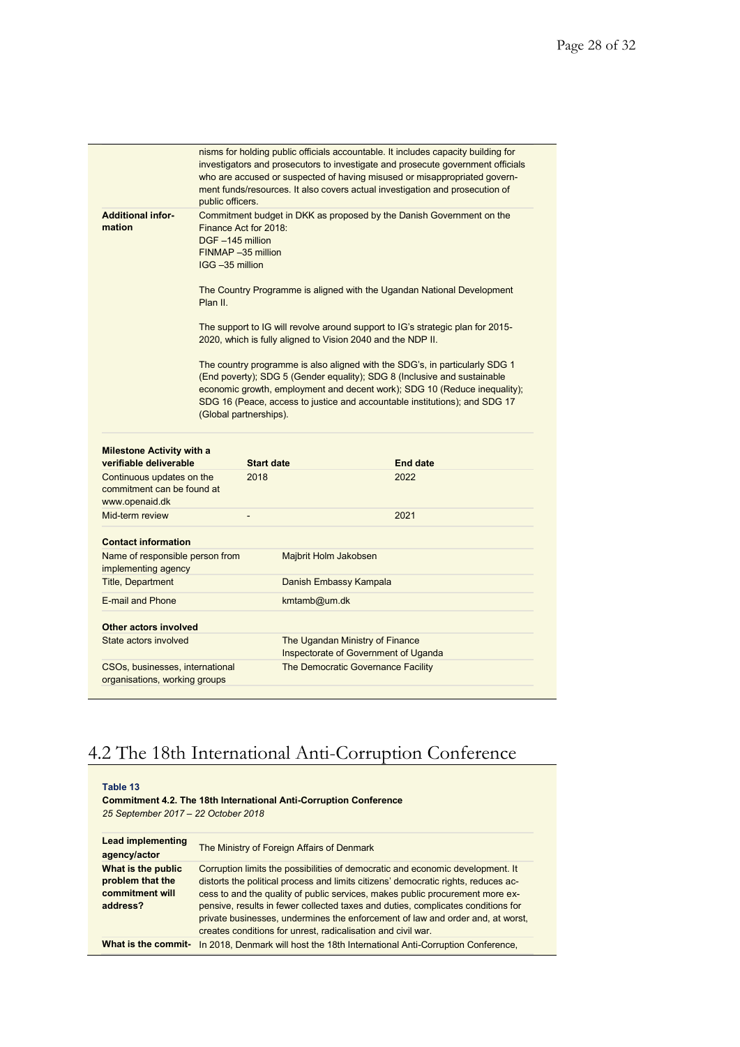| | |
|---|---|
| | nisms for holding public officials accountable. It includes capacity building for investigators and prosecutors to investigate and prosecute government officials who are accused or suspected of having misused or misappropriated government funds/resources. It also covers actual investigation and prosecution of public officers. |
| **Additional information** | Commitment budget in DKK as proposed by the Danish Government on the Finance Act for 2018:<br>DGF –145 million<br>FINMAP –35 million<br>IGG –35 million<br><br>The Country Programme is aligned with the Ugandan National Development Plan II.<br><br>The support to IG will revolve around support to IG's strategic plan for 2015-2020, which is fully aligned to Vision 2040 and the NDP II.<br><br>The country programme is also aligned with the SDG's, in particularly SDG 1 (End poverty); SDG 5 (Gender equality); SDG 8 (Inclusive and sustainable economic growth, employment and decent work); SDG 10 (Reduce inequality); SDG 16 (Peace, access to justice and accountable institutions); and SDG 17 (Global partnerships). |

| Milestone Activity with a verifiable deliverable | Start date | End date |
|---|---|---|
| Continuous updates on the commitment can be found at www.openaid.dk | 2018 | 2022 |
| Mid-term review | - | 2021 |

| **Contact information** | |
|---|---|
| Name of responsible person from implementing agency | Majbrit Holm Jakobsen |
| Title, Department | Danish Embassy Kampala |
| E-mail and Phone | kmtamb@um.dk |

| **Other actors involved** | |
|---|---|
| State actors involved | The Ugandan Ministry of Finance<br>Inspectorate of Government of Uganda |
| CSOs, businesses, international organisations, working groups | The Democratic Governance Facility |

## 4.2 The 18th International Anti-Corruption Conference

**Table 13**

**Commitment 4.2. The 18th International Anti-Corruption Conference**
*25 September 2017 – 22 October 2018*

| | |
|---|---|
| **Lead implementing agency/actor** | The Ministry of Foreign Affairs of Denmark |
| **What is the public problem that the commitment will address?** | Corruption limits the possibilities of democratic and economic development. It distorts the political process and limits citizens' democratic rights, reduces access to and the quality of public services, makes public procurement more expensive, results in fewer collected taxes and duties, complicates conditions for private businesses, undermines the enforcement of law and order and, at worst, creates conditions for unrest, radicalisation and civil war. |
| **What is the commit-** | In 2018, Denmark will host the 18th International Anti-Corruption Conference, |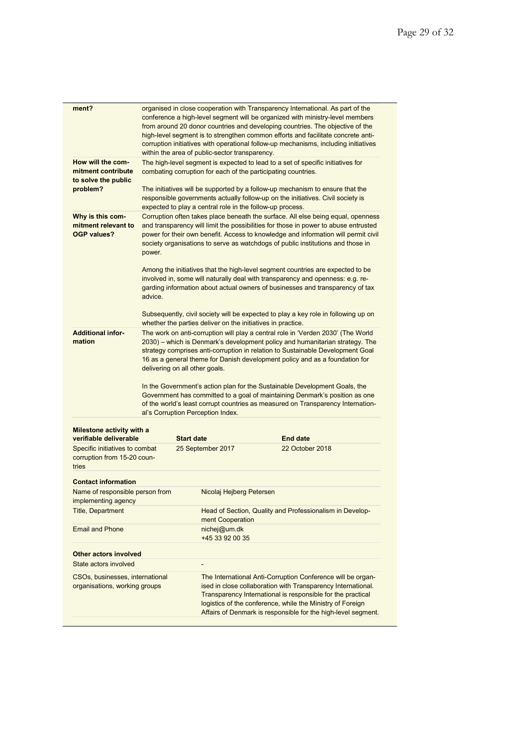| | |
|---|---|
| ment? | organised in close cooperation with Transparency International. As part of the conference a high-level segment will be organized with ministry-level members from around 20 donor countries and developing countries. The objective of the high-level segment is to strengthen common efforts and facilitate concrete anti-corruption initiatives with operational follow-up mechanisms, including initiatives within the area of public-sector transparency. |
| **How will the commitment contribute to solve the public problem?** | The high-level segment is expected to lead to a set of specific initiatives for combating corruption for each of the participating countries.<br><br>The initiatives will be supported by a follow-up mechanism to ensure that the responsible governments actually follow-up on the initiatives. Civil society is expected to play a central role in the follow-up process. |
| **Why is this commitment relevant to OGP values?** | Corruption often takes place beneath the surface. All else being equal, openness and transparency will limit the possibilities for those in power to abuse entrusted power for their own benefit. Access to knowledge and information will permit civil society organisations to serve as watchdogs of public institutions and those in power.<br><br>Among the initiatives that the high-level segment countries are expected to be involved in, some will naturally deal with transparency and openness: e.g. regarding information about actual owners of businesses and transparency of tax advice.<br><br>Subsequently, civil society will be expected to play a key role in following up on whether the parties deliver on the initiatives in practice. |
| **Additional information** | The work on anti-corruption will play a central role in 'Verden 2030' (The World 2030) – which is Denmark's development policy and humanitarian strategy. The strategy comprises anti-corruption in relation to Sustainable Development Goal 16 as a general theme for Danish development policy and as a foundation for delivering on all other goals.<br><br>In the Government's action plan for the Sustainable Development Goals, the Government has committed to a goal of maintaining Denmark's position as one of the world's least corrupt countries as measured on Transparency International's Corruption Perception Index. |

| Milestone activity with a verifiable deliverable | Start date | End date |
|---|---|---|
| Specific initiatives to combat corruption from 15-20 countries | 25 September 2017 | 22 October 2018 |

| Contact information | |
|---|---|
| Name of responsible person from implementing agency | Nicolaj Hejberg Petersen |
| Title, Department | Head of Section, Quality and Professionalism in Development Cooperation |
| Email and Phone | nichej@um.dk<br>+45 33 92 00 35 |

| Other actors involved | |
|---|---|
| State actors involved | - |
| CSOs, businesses, international organisations, working groups | The International Anti-Corruption Conference will be organised in close collaboration with Transparency International. Transparency International is responsible for the practical logistics of the conference, while the Ministry of Foreign Affairs of Denmark is responsible for the high-level segment. |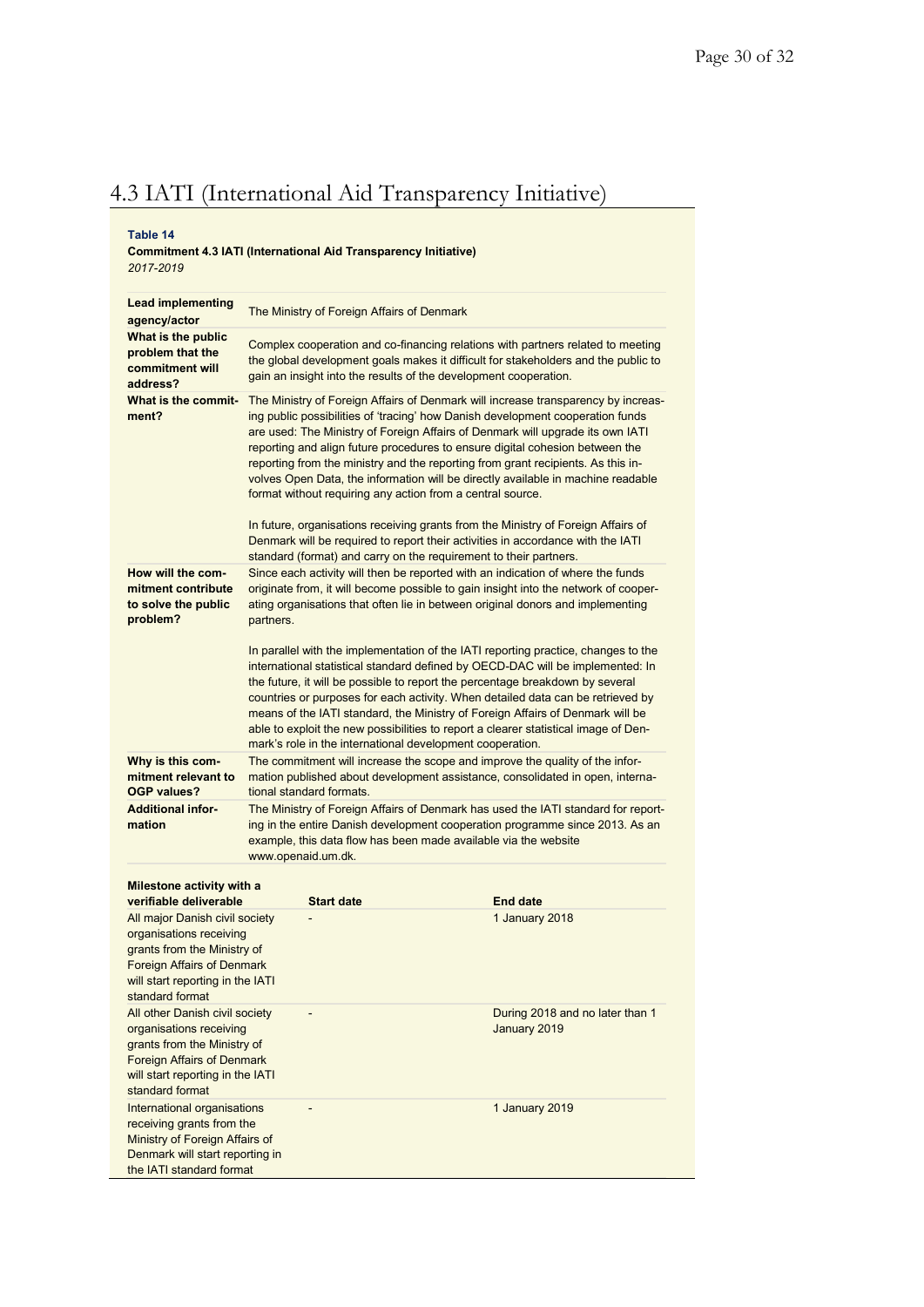# 4.3 IATI (International Aid Transparency Initiative)

**Table 14**

**Commitment 4.3 IATI (International Aid Transparency Initiative)**

*2017-2019*

| | |
|---|---|
| **Lead implementing agency/actor** | The Ministry of Foreign Affairs of Denmark |
| **What is the public problem that the commitment will address?** | Complex cooperation and co-financing relations with partners related to meeting the global development goals makes it difficult for stakeholders and the public to gain an insight into the results of the development cooperation. |
| **What is the commitment?** | The Ministry of Foreign Affairs of Denmark will increase transparency by increasing public possibilities of 'tracing' how Danish development cooperation funds are used: The Ministry of Foreign Affairs of Denmark will upgrade its own IATI reporting and align future procedures to ensure digital cohesion between the reporting from the ministry and the reporting from grant recipients. As this involves Open Data, the information will be directly available in machine readable format without requiring any action from a central source.<br><br>In future, organisations receiving grants from the Ministry of Foreign Affairs of Denmark will be required to report their activities in accordance with the IATI standard (format) and carry on the requirement to their partners. |
| **How will the commitment contribute to solve the public problem?** | Since each activity will then be reported with an indication of where the funds originate from, it will become possible to gain insight into the network of cooperating organisations that often lie in between original donors and implementing partners.<br><br>In parallel with the implementation of the IATI reporting practice, changes to the international statistical standard defined by OECD-DAC will be implemented: In the future, it will be possible to report the percentage breakdown by several countries or purposes for each activity. When detailed data can be retrieved by means of the IATI standard, the Ministry of Foreign Affairs of Denmark will be able to exploit the new possibilities to report a clearer statistical image of Denmark's role in the international development cooperation. |
| **Why is this commitment relevant to OGP values?** | The commitment will increase the scope and improve the quality of the information published about development assistance, consolidated in open, international standard formats. |
| **Additional information** | The Ministry of Foreign Affairs of Denmark has used the IATI standard for reporting in the entire Danish development cooperation programme since 2013. As an example, this data flow has been made available via the website www.openaid.um.dk. |

| Milestone activity with a verifiable deliverable | Start date | End date |
|---|---|---|
| All major Danish civil society organisations receiving grants from the Ministry of Foreign Affairs of Denmark will start reporting in the IATI standard format | - | 1 January 2018 |
| All other Danish civil society organisations receiving grants from the Ministry of Foreign Affairs of Denmark will start reporting in the IATI standard format | - | During 2018 and no later than 1 January 2019 |
| International organisations receiving grants from the Ministry of Foreign Affairs of Denmark will start reporting in the IATI standard format | - | 1 January 2019 |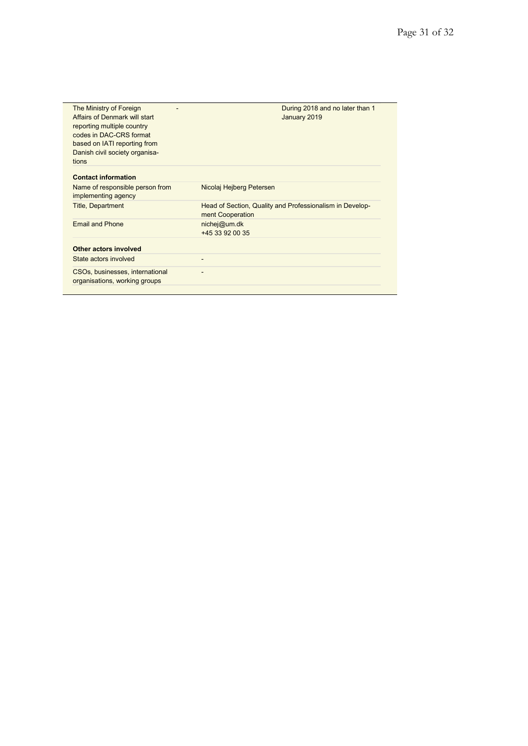| | | |
|---|---|---|
| The Ministry of Foreign Affairs of Denmark will start reporting multiple country codes in DAC-CRS format based on IATI reporting from Danish civil society organisations | - | During 2018 and no later than 1 January 2019 |

| **Contact information** | |
|---|---|
| Name of responsible person from implementing agency | Nicolaj Hejberg Petersen |
| Title, Department | Head of Section, Quality and Professionalism in Development Cooperation |
| Email and Phone | nichej@um.dk<br>+45 33 92 00 35 |
| **Other actors involved** | |
| State actors involved | - |
| CSOs, businesses, international organisations, working groups | - |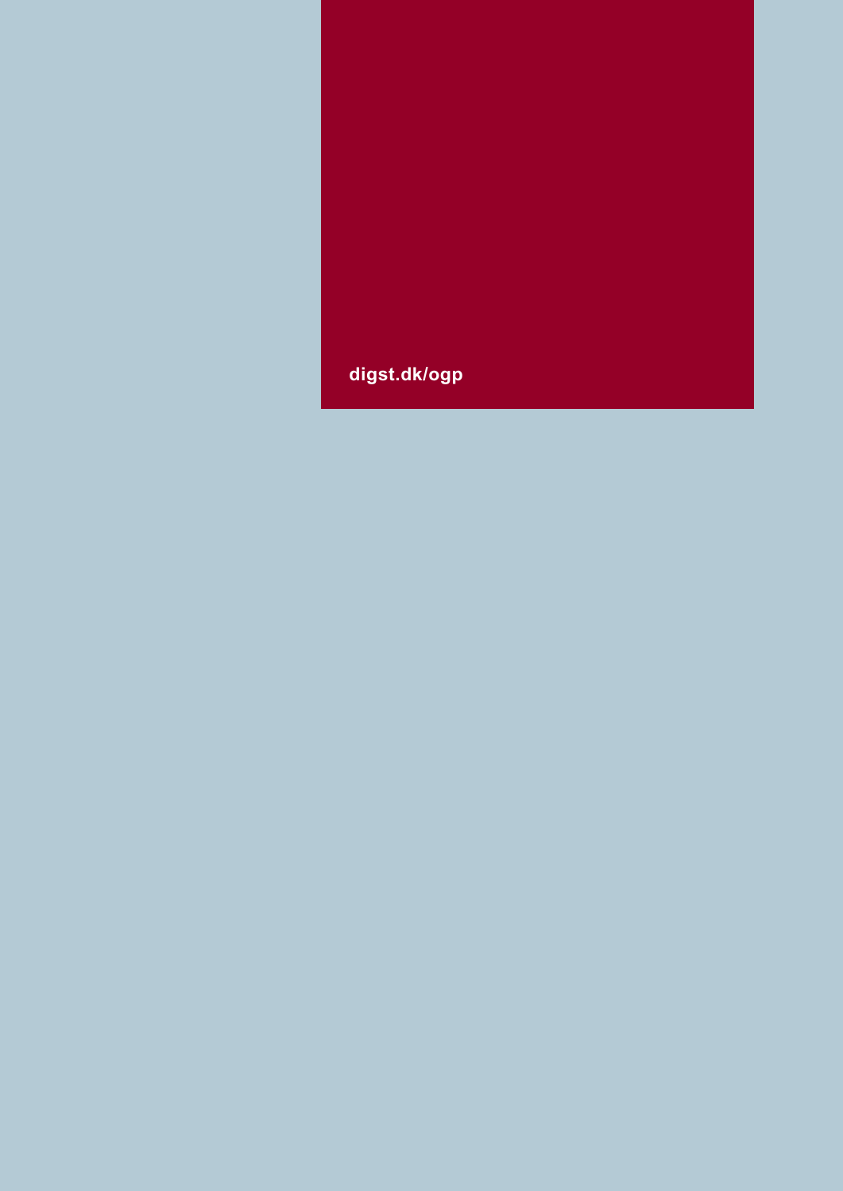digst.dk/ogp